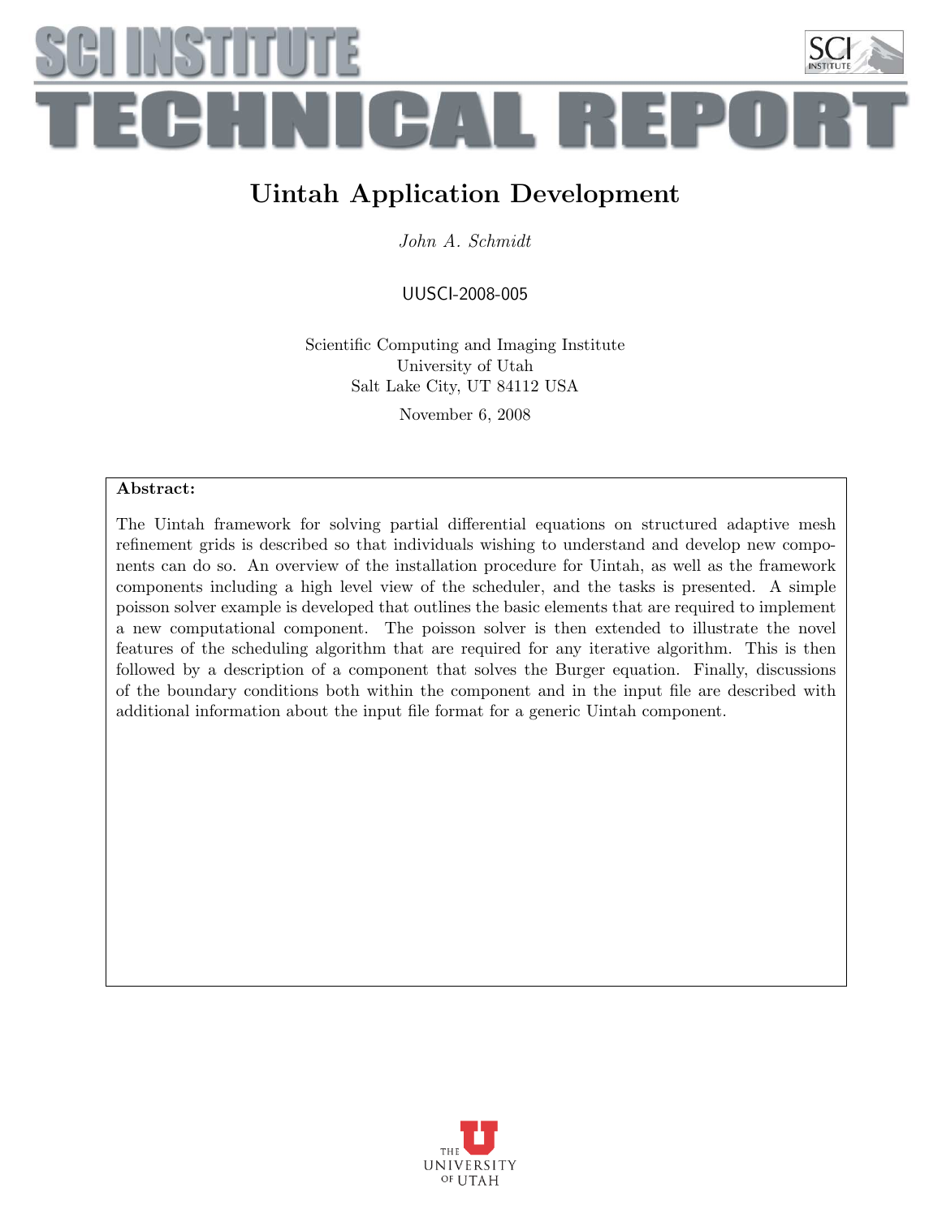SCI INSTITUTE

TECHNICAL REPORT

# Uintah Application Development

*John A. Schmidt*

UUSCI-2008-005

Scientific Computing and Imaging Institute
University of Utah
Salt Lake City, UT 84112 USA

November 6, 2008

**Abstract:**

The Uintah framework for solving partial differential equations on structured adaptive mesh refinement grids is described so that individuals wishing to understand and develop new components can do so. An overview of the installation procedure for Uintah, as well as the framework components including a high level view of the scheduler, and the tasks is presented. A simple poisson solver example is developed that outlines the basic elements that are required to implement a new computational component. The poisson solver is then extended to illustrate the novel features of the scheduling algorithm that are required for any iterative algorithm. This is then followed by a description of a component that solves the Burger equation. Finally, discussions of the boundary conditions both within the component and in the input file are described with additional information about the input file format for a generic Uintah component.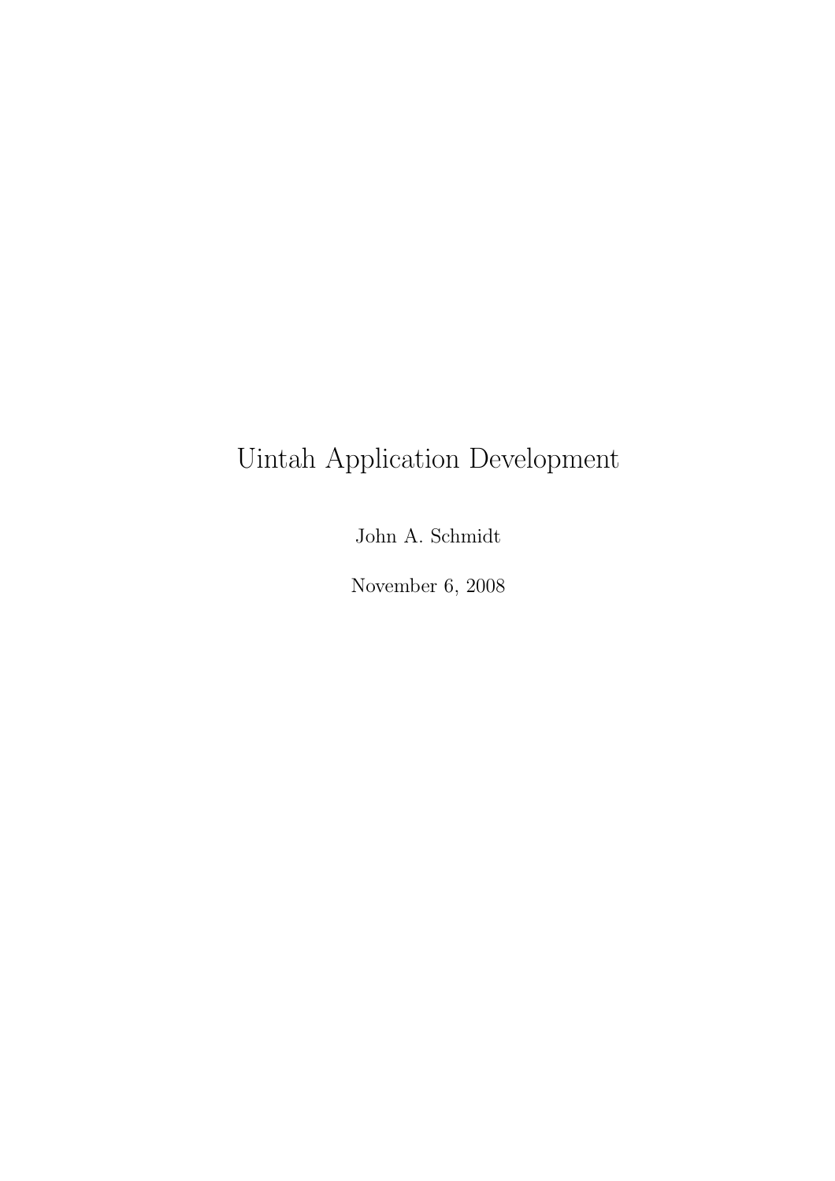# Uintah Application Development

John A. Schmidt

November 6, 2008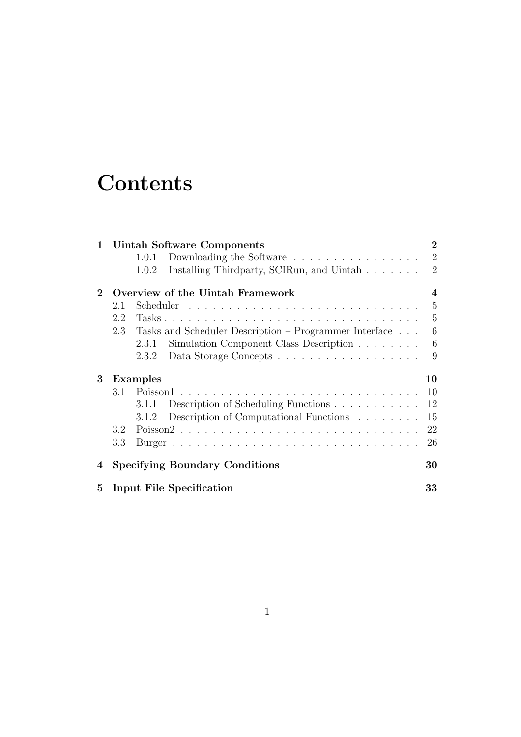# Contents

**1 Uintah Software Components** **2**
- 1.0.1 Downloading the Software . . . . . . . . . . . . . . . . 2
- 1.0.2 Installing Thirdparty, SCIRun, and Uintah . . . . . . . 2

**2 Overview of the Uintah Framework** **4**
- 2.1 Scheduler . . . . . . . . . . . . . . . . . . . . . . . . . . . . . 5
- 2.2 Tasks . . . . . . . . . . . . . . . . . . . . . . . . . . . . . . . . 5
- 2.3 Tasks and Scheduler Description – Programmer Interface . . . 6
  - 2.3.1 Simulation Component Class Description . . . . . . . . 6
  - 2.3.2 Data Storage Concepts . . . . . . . . . . . . . . . . . . 9

**3 Examples** **10**
- 3.1 Poisson1 . . . . . . . . . . . . . . . . . . . . . . . . . . . . . . 10
  - 3.1.1 Description of Scheduling Functions . . . . . . . . . . . 12
  - 3.1.2 Description of Computational Functions . . . . . . . . 15
- 3.2 Poisson2 . . . . . . . . . . . . . . . . . . . . . . . . . . . . . . 22
- 3.3 Burger . . . . . . . . . . . . . . . . . . . . . . . . . . . . . . . 26

**4 Specifying Boundary Conditions** **30**

**5 Input File Specification** **33**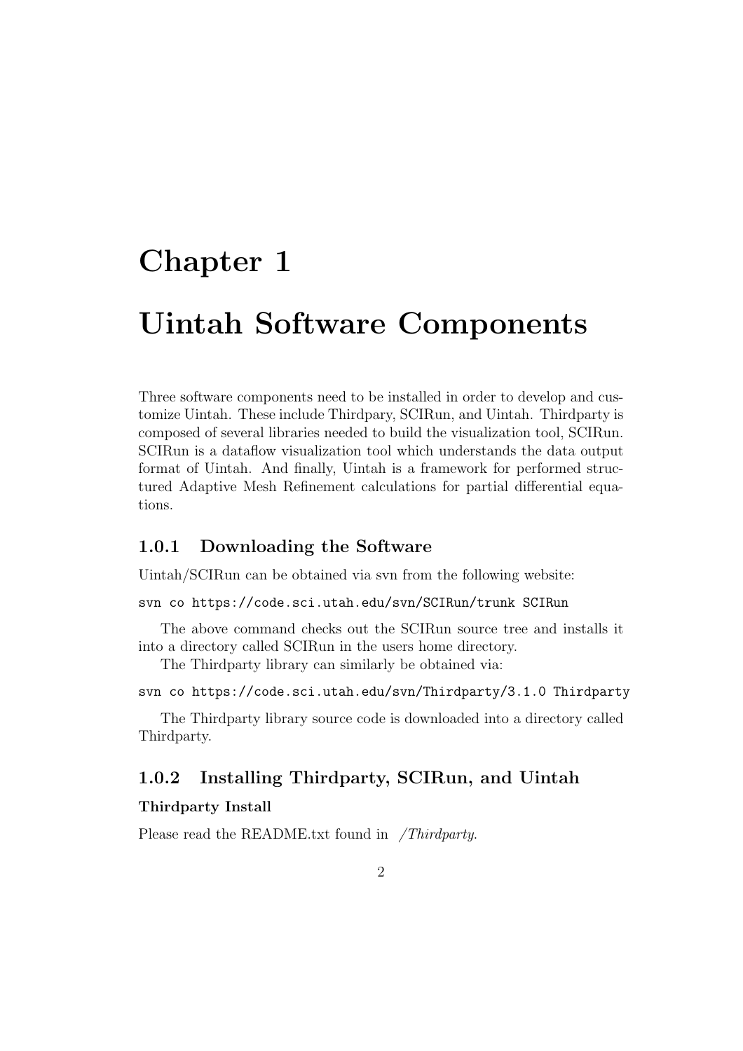# Chapter 1

# Uintah Software Components

Three software components need to be installed in order to develop and customize Uintah. These include Thirdpary, SCIRun, and Uintah. Thirdparty is composed of several libraries needed to build the visualization tool, SCIRun. SCIRun is a dataflow visualization tool which understands the data output format of Uintah. And finally, Uintah is a framework for performed structured Adaptive Mesh Refinement calculations for partial differential equations.

### 1.0.1 Downloading the Software

Uintah/SCIRun can be obtained via svn from the following website:

```
svn co https://code.sci.utah.edu/svn/SCIRun/trunk SCIRun
```

The above command checks out the SCIRun source tree and installs it into a directory called SCIRun in the users home directory.

The Thirdparty library can similarly be obtained via:

```
svn co https://code.sci.utah.edu/svn/Thirdparty/3.1.0 Thirdparty
```

The Thirdparty library source code is downloaded into a directory called Thirdparty.

### 1.0.2 Installing Thirdparty, SCIRun, and Uintah

#### Thirdparty Install

Please read the README.txt found in *~/Thirdparty*.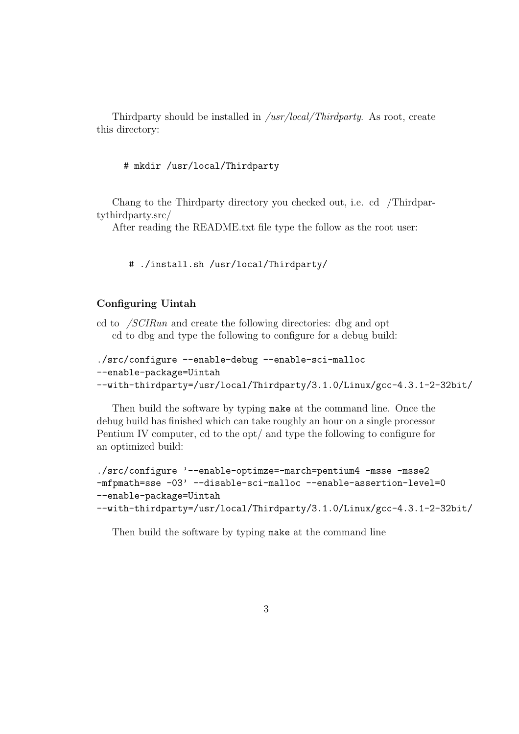Thirdparty should be installed in */usr/local/Thirdparty*. As root, create this directory:

```
# mkdir /usr/local/Thirdparty
```

Chang to the Thirdparty directory you checked out, i.e. cd /Thirdpartythirdparty.src/

After reading the README.txt file type the follow as the root user:

```
# ./install.sh /usr/local/Thirdparty/
```

### Configuring Uintah

cd to */SCIRun* and create the following directories: dbg and opt

cd to dbg and type the following to configure for a debug build:

```
./src/configure --enable-debug --enable-sci-malloc
--enable-package=Uintah
--with-thirdparty=/usr/local/Thirdparty/3.1.0/Linux/gcc-4.3.1-2-32bit/
```

Then build the software by typing `make` at the command line. Once the debug build has finished which can take roughly an hour on a single processor Pentium IV computer, cd to the opt/ and type the following to configure for an optimized build:

```
./src/configure '--enable-optimze=-march=pentium4 -msse -msse2
-mfpmath=sse -O3' --disable-sci-malloc --enable-assertion-level=0
--enable-package=Uintah
--with-thirdparty=/usr/local/Thirdparty/3.1.0/Linux/gcc-4.3.1-2-32bit/
```

Then build the software by typing `make` at the command line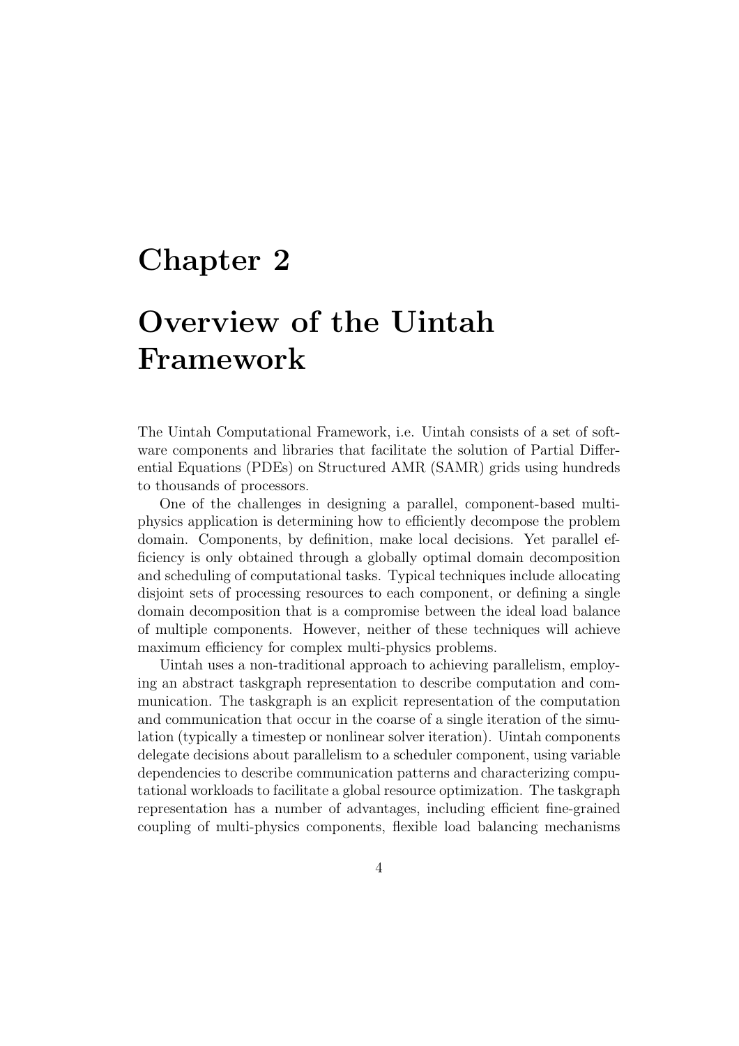# Chapter 2

# Overview of the Uintah Framework

The Uintah Computational Framework, i.e. Uintah consists of a set of software components and libraries that facilitate the solution of Partial Differential Equations (PDEs) on Structured AMR (SAMR) grids using hundreds to thousands of processors.

One of the challenges in designing a parallel, component-based multi-physics application is determining how to efficiently decompose the problem domain. Components, by definition, make local decisions. Yet parallel efficiency is only obtained through a globally optimal domain decomposition and scheduling of computational tasks. Typical techniques include allocating disjoint sets of processing resources to each component, or defining a single domain decomposition that is a compromise between the ideal load balance of multiple components. However, neither of these techniques will achieve maximum efficiency for complex multi-physics problems.

Uintah uses a non-traditional approach to achieving parallelism, employing an abstract taskgraph representation to describe computation and communication. The taskgraph is an explicit representation of the computation and communication that occur in the coarse of a single iteration of the simulation (typically a timestep or nonlinear solver iteration). Uintah components delegate decisions about parallelism to a scheduler component, using variable dependencies to describe communication patterns and characterizing computational workloads to facilitate a global resource optimization. The taskgraph representation has a number of advantages, including efficient fine-grained coupling of multi-physics components, flexible load balancing mechanisms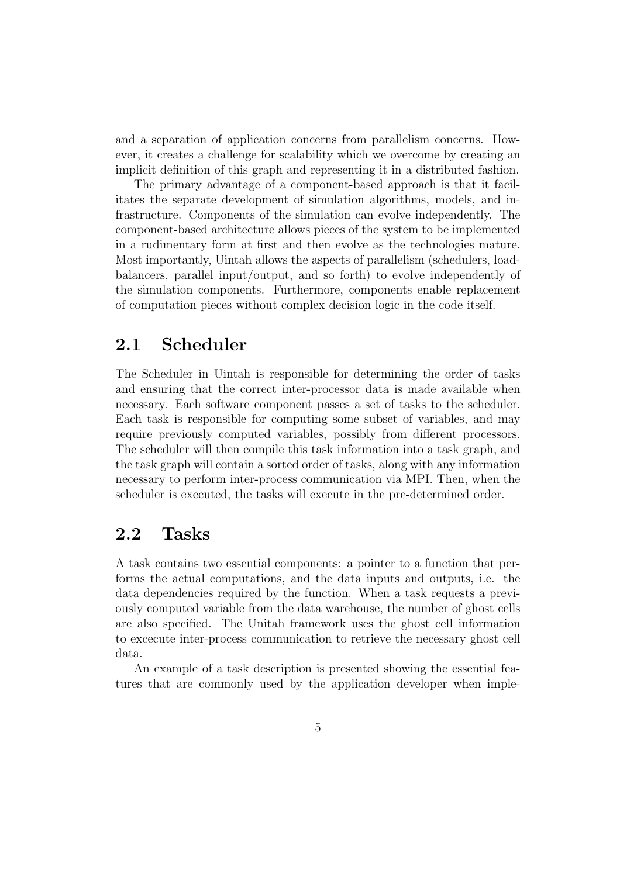and a separation of application concerns from parallelism concerns. However, it creates a challenge for scalability which we overcome by creating an implicit definition of this graph and representing it in a distributed fashion.

The primary advantage of a component-based approach is that it facilitates the separate development of simulation algorithms, models, and infrastructure. Components of the simulation can evolve independently. The component-based architecture allows pieces of the system to be implemented in a rudimentary form at first and then evolve as the technologies mature. Most importantly, Uintah allows the aspects of parallelism (schedulers, load-balancers, parallel input/output, and so forth) to evolve independently of the simulation components. Furthermore, components enable replacement of computation pieces without complex decision logic in the code itself.

## 2.1 Scheduler

The Scheduler in Uintah is responsible for determining the order of tasks and ensuring that the correct inter-processor data is made available when necessary. Each software component passes a set of tasks to the scheduler. Each task is responsible for computing some subset of variables, and may require previously computed variables, possibly from different processors. The scheduler will then compile this task information into a task graph, and the task graph will contain a sorted order of tasks, along with any information necessary to perform inter-process communication via MPI. Then, when the scheduler is executed, the tasks will execute in the pre-determined order.

## 2.2 Tasks

A task contains two essential components: a pointer to a function that performs the actual computations, and the data inputs and outputs, i.e. the data dependencies required by the function. When a task requests a previously computed variable from the data warehouse, the number of ghost cells are also specified. The Unitah framework uses the ghost cell information to excecute inter-process communication to retrieve the necessary ghost cell data.

An example of a task description is presented showing the essential features that are commonly used by the application developer when imple-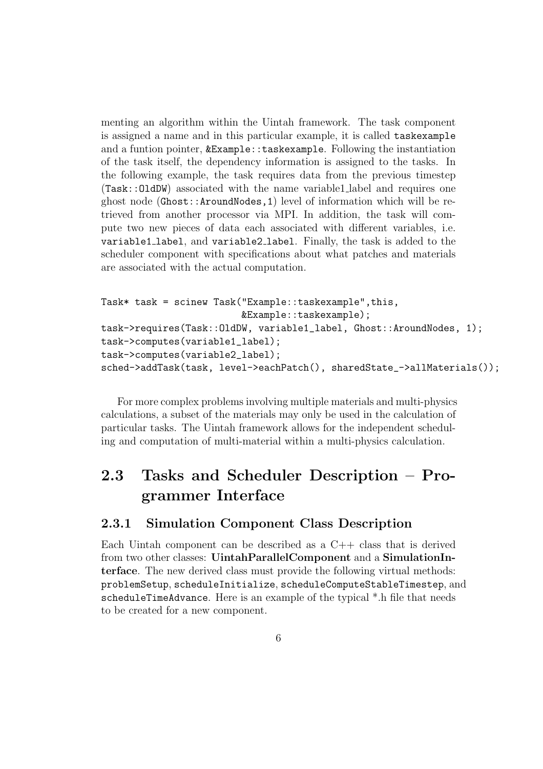menting an algorithm within the Uintah framework. The task component is assigned a name and in this particular example, it is called `taskexample` and a funtion pointer, `&Example::taskexample`. Following the instantiation of the task itself, the dependency information is assigned to the tasks. In the following example, the task requires data from the previous timestep (`Task::OldDW`) associated with the name variable1_label and requires one ghost node (`Ghost::AroundNodes,1`) level of information which will be retrieved from another processor via MPI. In addition, the task will compute two new pieces of data each associated with different variables, i.e. `variable1_label`, and `variable2_label`. Finally, the task is added to the scheduler component with specifications about what patches and materials are associated with the actual computation.

```
Task* task = scinew Task("Example::taskexample",this,
                         &Example::taskexample);
task->requires(Task::OldDW, variable1_label, Ghost::AroundNodes, 1);
task->computes(variable1_label);
task->computes(variable2_label);
sched->addTask(task, level->eachPatch(), sharedState_->allMaterials());
```

For more complex problems involving multiple materials and multi-physics calculations, a subset of the materials may only be used in the calculation of particular tasks. The Uintah framework allows for the independent scheduling and computation of multi-material within a multi-physics calculation.

## 2.3 Tasks and Scheduler Description – Programmer Interface

### 2.3.1 Simulation Component Class Description

Each Uintah component can be described as a C++ class that is derived from two other classes: **UintahParallelComponent** and a **SimulationInterface**. The new derived class must provide the following virtual methods: `problemSetup`, `scheduleInitialize`, `scheduleComputeStableTimestep`, and `scheduleTimeAdvance`. Here is an example of the typical *.h file that needs to be created for a new component.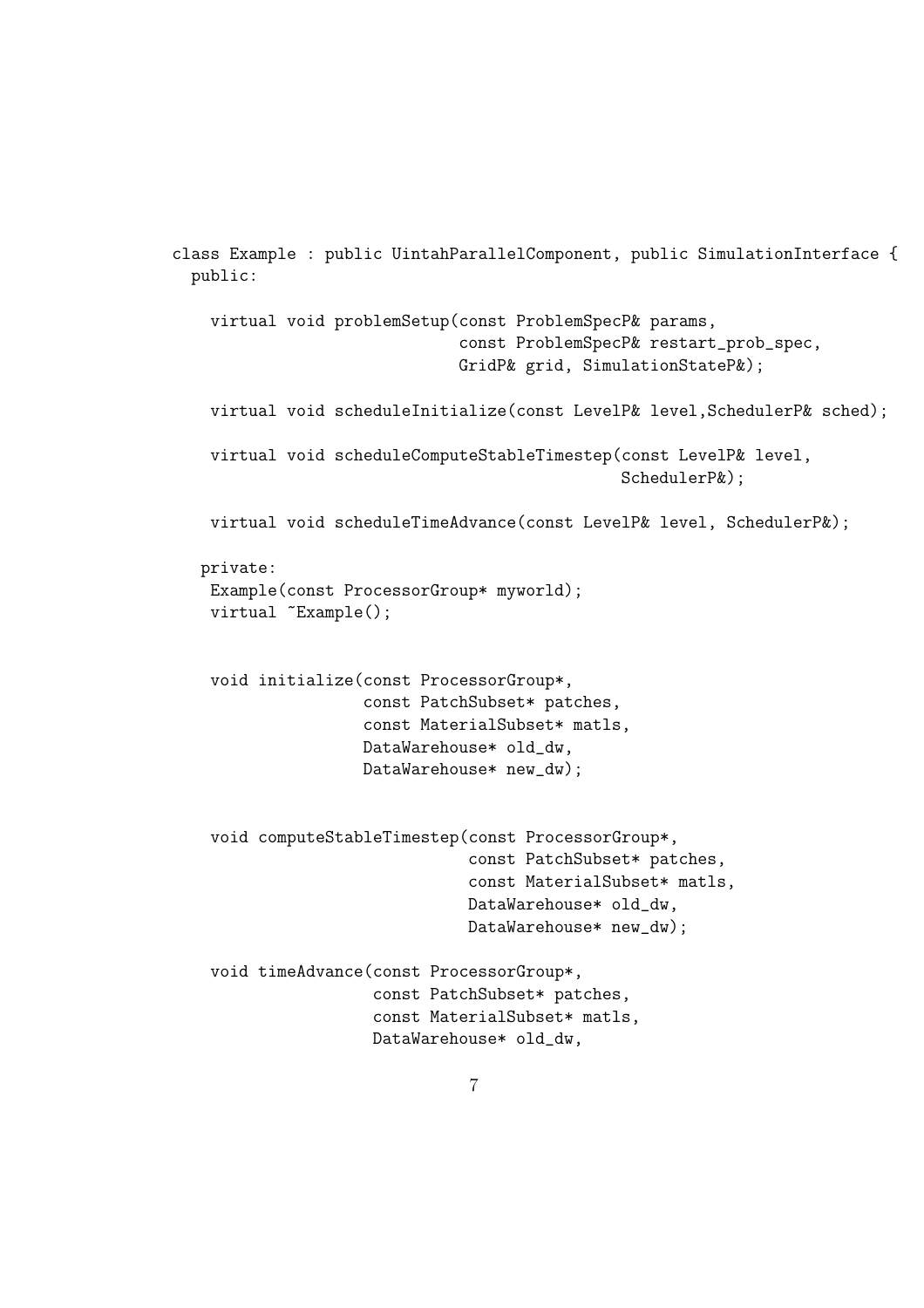```
class Example : public UintahParallelComponent, public SimulationInterface {
  public:

    virtual void problemSetup(const ProblemSpecP& params,
                              const ProblemSpecP& restart_prob_spec,
                              GridP& grid, SimulationStateP&);

    virtual void scheduleInitialize(const LevelP& level,SchedulerP& sched);

    virtual void scheduleComputeStableTimestep(const LevelP& level,
                                               SchedulerP&);

    virtual void scheduleTimeAdvance(const LevelP& level, SchedulerP&);

   private:
    Example(const ProcessorGroup* myworld);
    virtual ~Example();


    void initialize(const ProcessorGroup*,
                    const PatchSubset* patches,
                    const MaterialSubset* matls,
                    DataWarehouse* old_dw,
                    DataWarehouse* new_dw);


    void computeStableTimestep(const ProcessorGroup*,
                               const PatchSubset* patches,
                               const MaterialSubset* matls,
                               DataWarehouse* old_dw,
                               DataWarehouse* new_dw);

    void timeAdvance(const ProcessorGroup*,
                     const PatchSubset* patches,
                     const MaterialSubset* matls,
                     DataWarehouse* old_dw,
```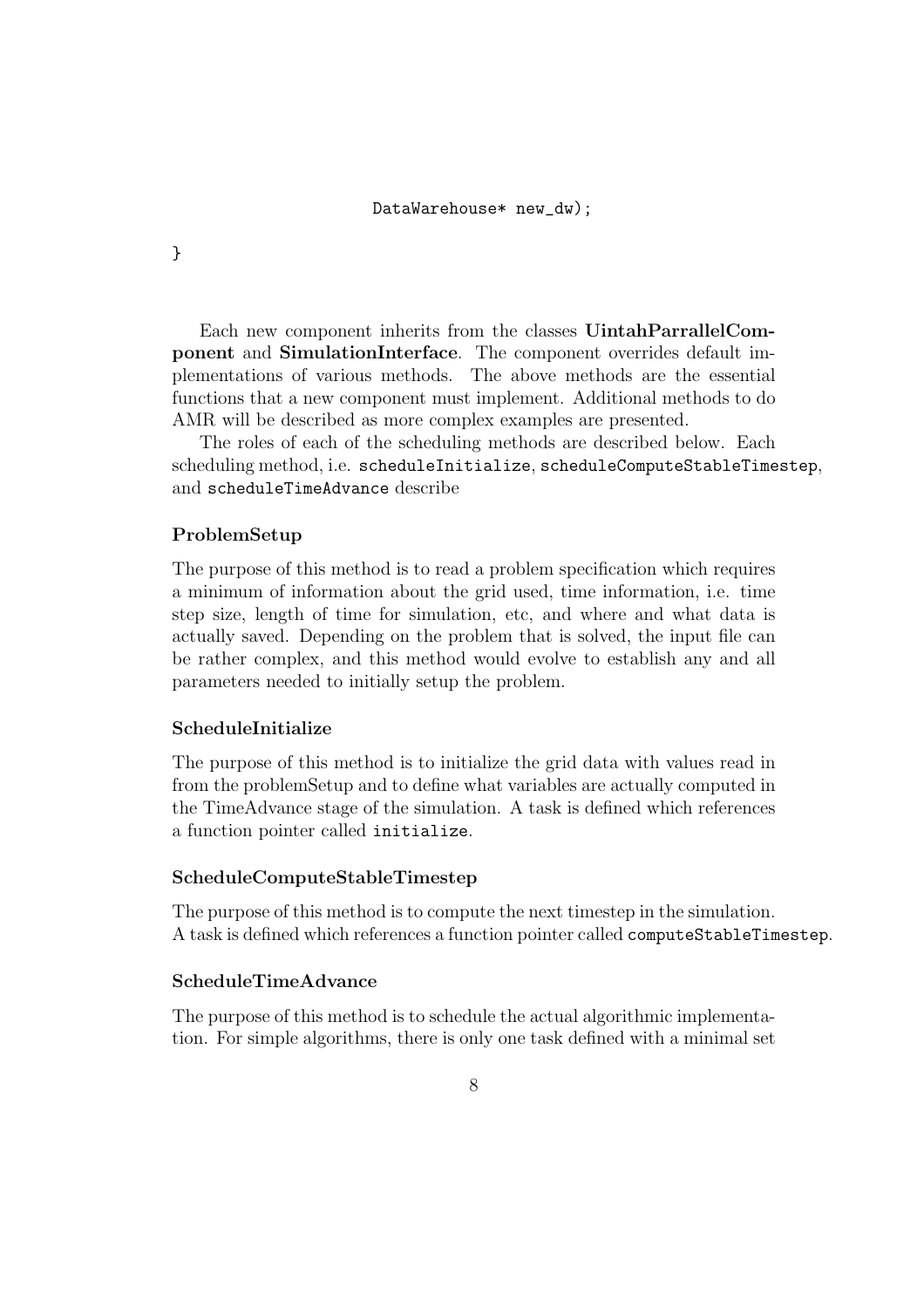```
                    DataWarehouse* new_dw);

}
```

Each new component inherits from the classes **UintahParrallelComponent** and **SimulationInterface**. The component overrides default implementations of various methods. The above methods are the essential functions that a new component must implement. Additional methods to do AMR will be described as more complex examples are presented.

The roles of each of the scheduling methods are described below. Each scheduling method, i.e. `scheduleInitialize`, `scheduleComputeStableTimestep`, and `scheduleTimeAdvance` describe

### ProblemSetup

The purpose of this method is to read a problem specification which requires a minimum of information about the grid used, time information, i.e. time step size, length of time for simulation, etc, and where and what data is actually saved. Depending on the problem that is solved, the input file can be rather complex, and this method would evolve to establish any and all parameters needed to initially setup the problem.

### ScheduleInitialize

The purpose of this method is to initialize the grid data with values read in from the problemSetup and to define what variables are actually computed in the TimeAdvance stage of the simulation. A task is defined which references a function pointer called `initialize`.

### ScheduleComputeStableTimestep

The purpose of this method is to compute the next timestep in the simulation. A task is defined which references a function pointer called `computeStableTimestep`.

### ScheduleTimeAdvance

The purpose of this method is to schedule the actual algorithmic implementation. For simple algorithms, there is only one task defined with a minimal set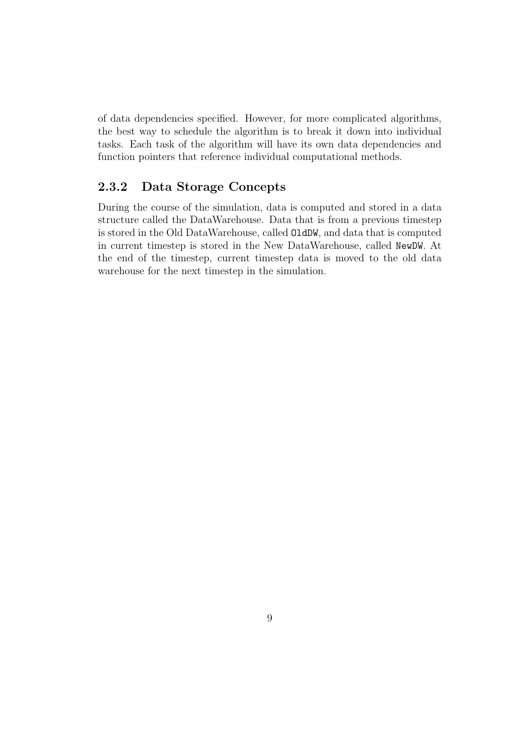of data dependencies specified. However, for more complicated algorithms, the best way to schedule the algorithm is to break it down into individual tasks. Each task of the algorithm will have its own data dependencies and function pointers that reference individual computational methods.

### 2.3.2 Data Storage Concepts

During the course of the simulation, data is computed and stored in a data structure called the DataWarehouse. Data that is from a previous timestep is stored in the Old DataWarehouse, called `OldDW`, and data that is computed in current timestep is stored in the New DataWarehouse, called `NewDW`. At the end of the timestep, current timestep data is moved to the old data warehouse for the next timestep in the simulation.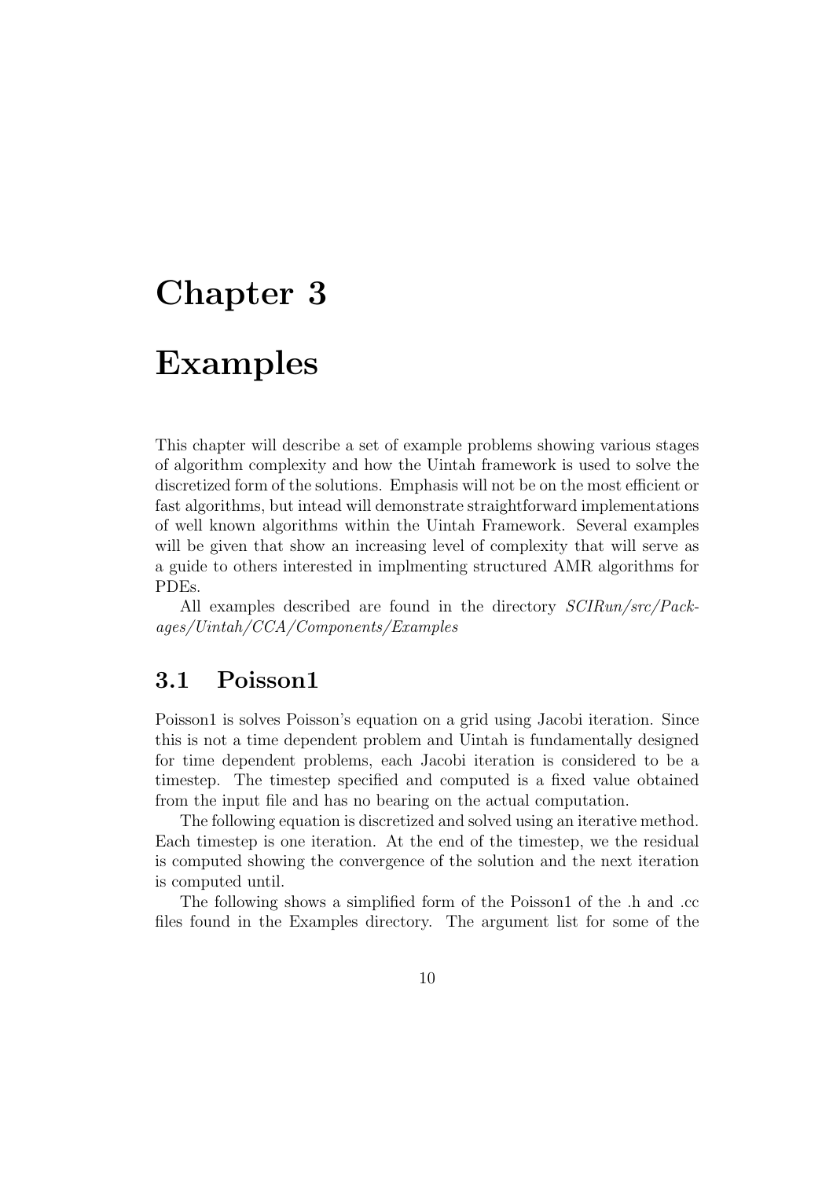# Chapter 3

# Examples

This chapter will describe a set of example problems showing various stages of algorithm complexity and how the Uintah framework is used to solve the discretized form of the solutions. Emphasis will not be on the most efficient or fast algorithms, but intead will demonstrate straightforward implementations of well known algorithms within the Uintah Framework. Several examples will be given that show an increasing level of complexity that will serve as a guide to others interested in implmenting structured AMR algorithms for PDEs.

All examples described are found in the directory *SCIRun/src/Packages/Uintah/CCA/Components/Examples*

## 3.1 Poisson1

Poisson1 is solves Poisson's equation on a grid using Jacobi iteration. Since this is not a time dependent problem and Uintah is fundamentally designed for time dependent problems, each Jacobi iteration is considered to be a timestep. The timestep specified and computed is a fixed value obtained from the input file and has no bearing on the actual computation.

The following equation is discretized and solved using an iterative method. Each timestep is one iteration. At the end of the timestep, we the residual is computed showing the convergence of the solution and the next iteration is computed until.

The following shows a simplified form of the Poisson1 of the .h and .cc files found in the Examples directory. The argument list for some of the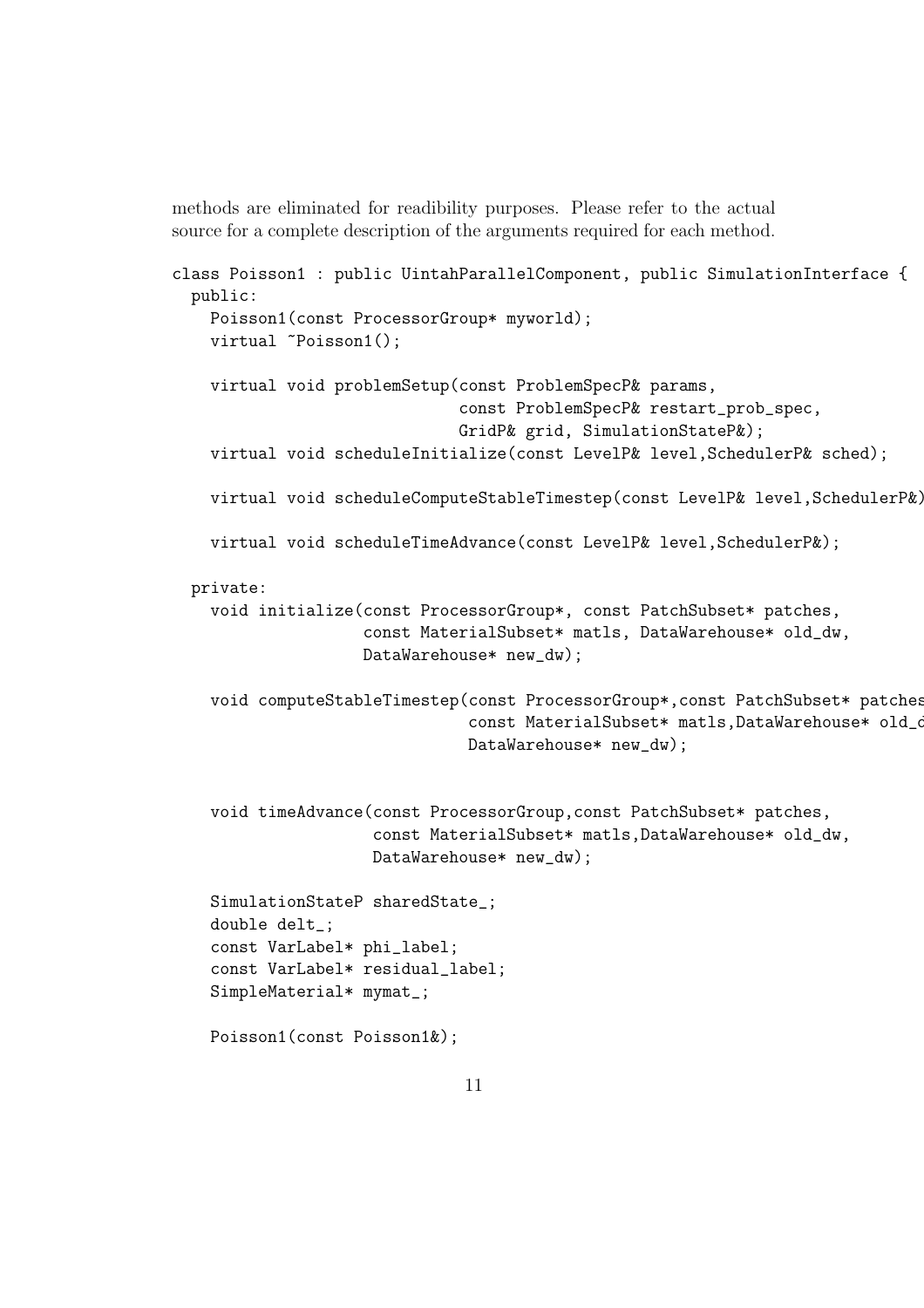methods are eliminated for readibility purposes. Please refer to the actual source for a complete description of the arguments required for each method.

```
class Poisson1 : public UintahParallelComponent, public SimulationInterface {
  public:
    Poisson1(const ProcessorGroup* myworld);
    virtual ~Poisson1();

    virtual void problemSetup(const ProblemSpecP& params,
                              const ProblemSpecP& restart_prob_spec,
                              GridP& grid, SimulationStateP&);
    virtual void scheduleInitialize(const LevelP& level,SchedulerP& sched);

    virtual void scheduleComputeStableTimestep(const LevelP& level,SchedulerP&)

    virtual void scheduleTimeAdvance(const LevelP& level,SchedulerP&);

  private:
    void initialize(const ProcessorGroup*, const PatchSubset* patches,
                    const MaterialSubset* matls, DataWarehouse* old_dw,
                    DataWarehouse* new_dw);

    void computeStableTimestep(const ProcessorGroup*,const PatchSubset* patches
                               const MaterialSubset* matls,DataWarehouse* old_d
                               DataWarehouse* new_dw);


    void timeAdvance(const ProcessorGroup,const PatchSubset* patches,
                     const MaterialSubset* matls,DataWarehouse* old_dw,
                     DataWarehouse* new_dw);

    SimulationStateP sharedState_;
    double delt_;
    const VarLabel* phi_label;
    const VarLabel* residual_label;
    SimpleMaterial* mymat_;

    Poisson1(const Poisson1&);
```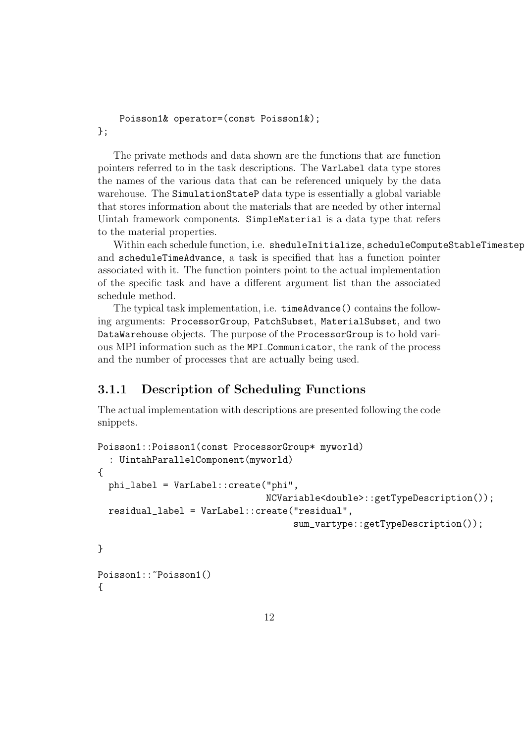```
    Poisson1& operator=(const Poisson1&);
};
```

The private methods and data shown are the functions that are function pointers referred to in the task descriptions. The `VarLabel` data type stores the names of the various data that can be referenced uniquely by the data warehouse. The `SimulationStateP` data type is essentially a global variable that stores information about the materials that are needed by other internal Uintah framework components. `SimpleMaterial` is a data type that refers to the material properties.

Within each schedule function, i.e. `sheduleInitialize`, `scheduleComputeStableTimestep` and `scheduleTimeAdvance`, a task is specified that has a function pointer associated with it. The function pointers point to the actual implementation of the specific task and have a different argument list than the associated schedule method.

The typical task implementation, i.e. `timeAdvance()` contains the following arguments: `ProcessorGroup`, `PatchSubset`, `MaterialSubset`, and two `DataWarehouse` objects. The purpose of the `ProcessorGroup` is to hold various MPI information such as the `MPI_Communicator`, the rank of the process and the number of processes that are actually being used.

### 3.1.1 Description of Scheduling Functions

The actual implementation with descriptions are presented following the code snippets.

```
Poisson1::Poisson1(const ProcessorGroup* myworld)
  : UintahParallelComponent(myworld)
{
  phi_label = VarLabel::create("phi",
                               NCVariable<double>::getTypeDescription());
  residual_label = VarLabel::create("residual",
                                    sum_vartype::getTypeDescription());

}

Poisson1::~Poisson1()
{
```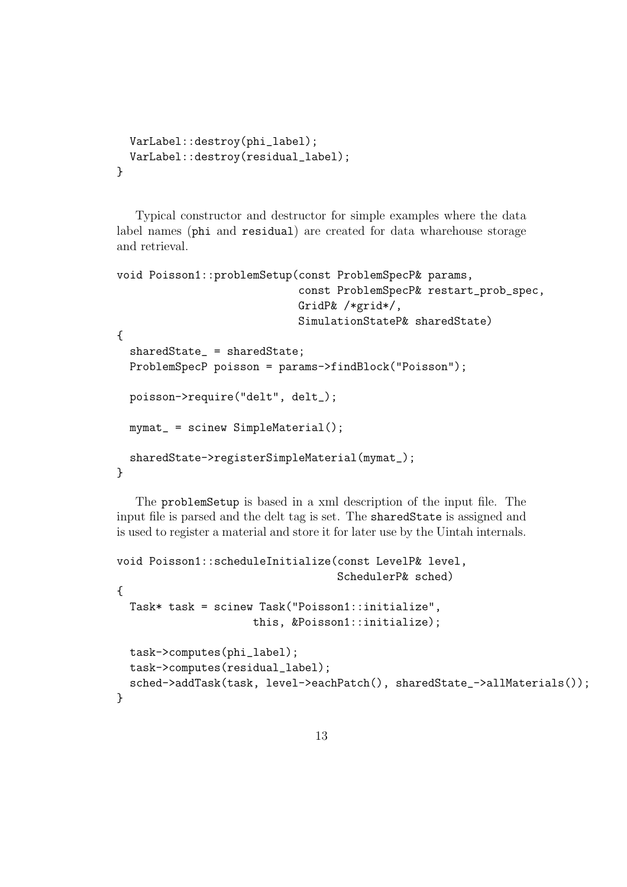```
  VarLabel::destroy(phi_label);
  VarLabel::destroy(residual_label);
}
```

Typical constructor and destructor for simple examples where the data label names (phi and residual) are created for data wharehouse storage and retrieval.

```
void Poisson1::problemSetup(const ProblemSpecP& params,
                            const ProblemSpecP& restart_prob_spec,
                            GridP& /*grid*/,
                            SimulationStateP& sharedState)
{
  sharedState_ = sharedState;
  ProblemSpecP poisson = params->findBlock("Poisson");

  poisson->require("delt", delt_);

  mymat_ = scinew SimpleMaterial();

  sharedState->registerSimpleMaterial(mymat_);
}
```

The problemSetup is based in a xml description of the input file. The input file is parsed and the delt tag is set. The sharedState is assigned and is used to register a material and store it for later use by the Uintah internals.

```
void Poisson1::scheduleInitialize(const LevelP& level,
                                  SchedulerP& sched)
{
  Task* task = scinew Task("Poisson1::initialize",
                   this, &Poisson1::initialize);

  task->computes(phi_label);
  task->computes(residual_label);
  sched->addTask(task, level->eachPatch(), sharedState_->allMaterials());
}
```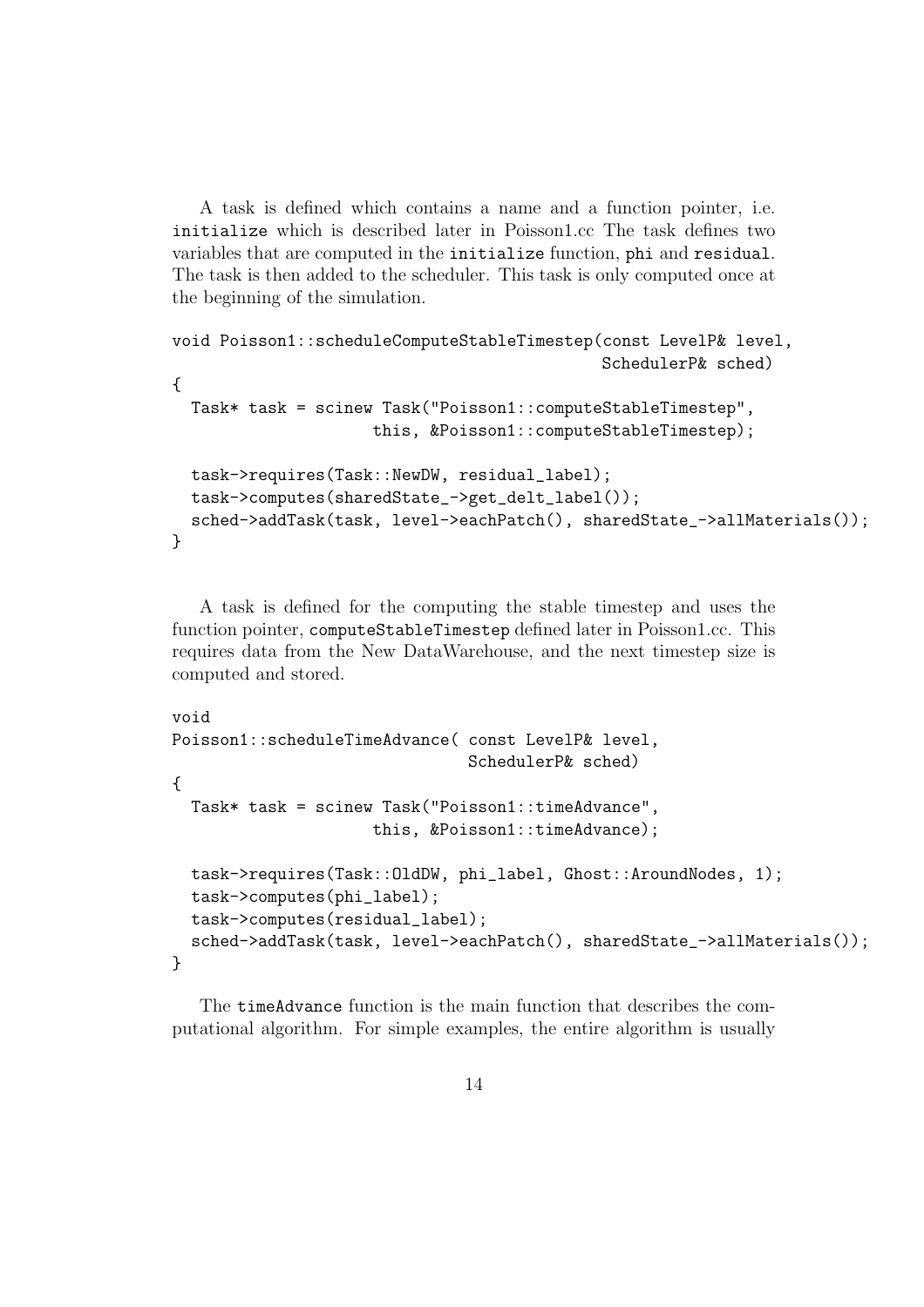A task is defined which contains a name and a function pointer, i.e. `initialize` which is described later in Poisson1.cc The task defines two variables that are computed in the `initialize` function, `phi` and `residual`. The task is then added to the scheduler. This task is only computed once at the beginning of the simulation.

```
void Poisson1::scheduleComputeStableTimestep(const LevelP& level,
                                             SchedulerP& sched)
{
  Task* task = scinew Task("Poisson1::computeStableTimestep",
                   this, &Poisson1::computeStableTimestep);

  task->requires(Task::NewDW, residual_label);
  task->computes(sharedState_->get_delt_label());
  sched->addTask(task, level->eachPatch(), sharedState_->allMaterials());
}
```

A task is defined for the computing the stable timestep and uses the function pointer, `computeStableTimestep` defined later in Poisson1.cc. This requires data from the New DataWarehouse, and the next timestep size is computed and stored.

```
void
Poisson1::scheduleTimeAdvance( const LevelP& level,
                               SchedulerP& sched)
{
  Task* task = scinew Task("Poisson1::timeAdvance",
                   this, &Poisson1::timeAdvance);

  task->requires(Task::OldDW, phi_label, Ghost::AroundNodes, 1);
  task->computes(phi_label);
  task->computes(residual_label);
  sched->addTask(task, level->eachPatch(), sharedState_->allMaterials());
}
```

The `timeAdvance` function is the main function that describes the computational algorithm. For simple examples, the entire algorithm is usually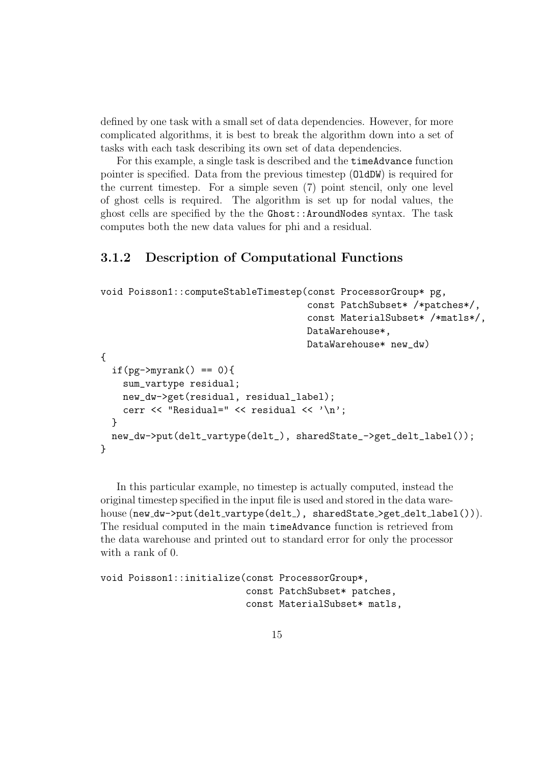defined by one task with a small set of data dependencies. However, for more complicated algorithms, it is best to break the algorithm down into a set of tasks with each task describing its own set of data dependencies.

For this example, a single task is described and the `timeAdvance` function pointer is specified. Data from the previous timestep (`OldDW`) is required for the current timestep. For a simple seven (7) point stencil, only one level of ghost cells is required. The algorithm is set up for nodal values, the ghost cells are specified by the the `Ghost::AroundNodes` syntax. The task computes both the new data values for phi and a residual.

### 3.1.2 Description of Computational Functions

```
void Poisson1::computeStableTimestep(const ProcessorGroup* pg,
                                     const PatchSubset* /*patches*/,
                                     const MaterialSubset* /*matls*/,
                                     DataWarehouse*,
                                     DataWarehouse* new_dw)
{
  if(pg->myrank() == 0){
    sum_vartype residual;
    new_dw->get(residual, residual_label);
    cerr << "Residual=" << residual << '\n';
  }
  new_dw->put(delt_vartype(delt_), sharedState_->get_delt_label());
}
```

In this particular example, no timestep is actually computed, instead the original timestep specified in the input file is used and stored in the data warehouse (`new_dw->put(delt_vartype(delt_), sharedState_>get_delt_label())`). The residual computed in the main `timeAdvance` function is retrieved from the data warehouse and printed out to standard error for only the processor with a rank of 0.

```
void Poisson1::initialize(const ProcessorGroup*,
                          const PatchSubset* patches,
                          const MaterialSubset* matls,
```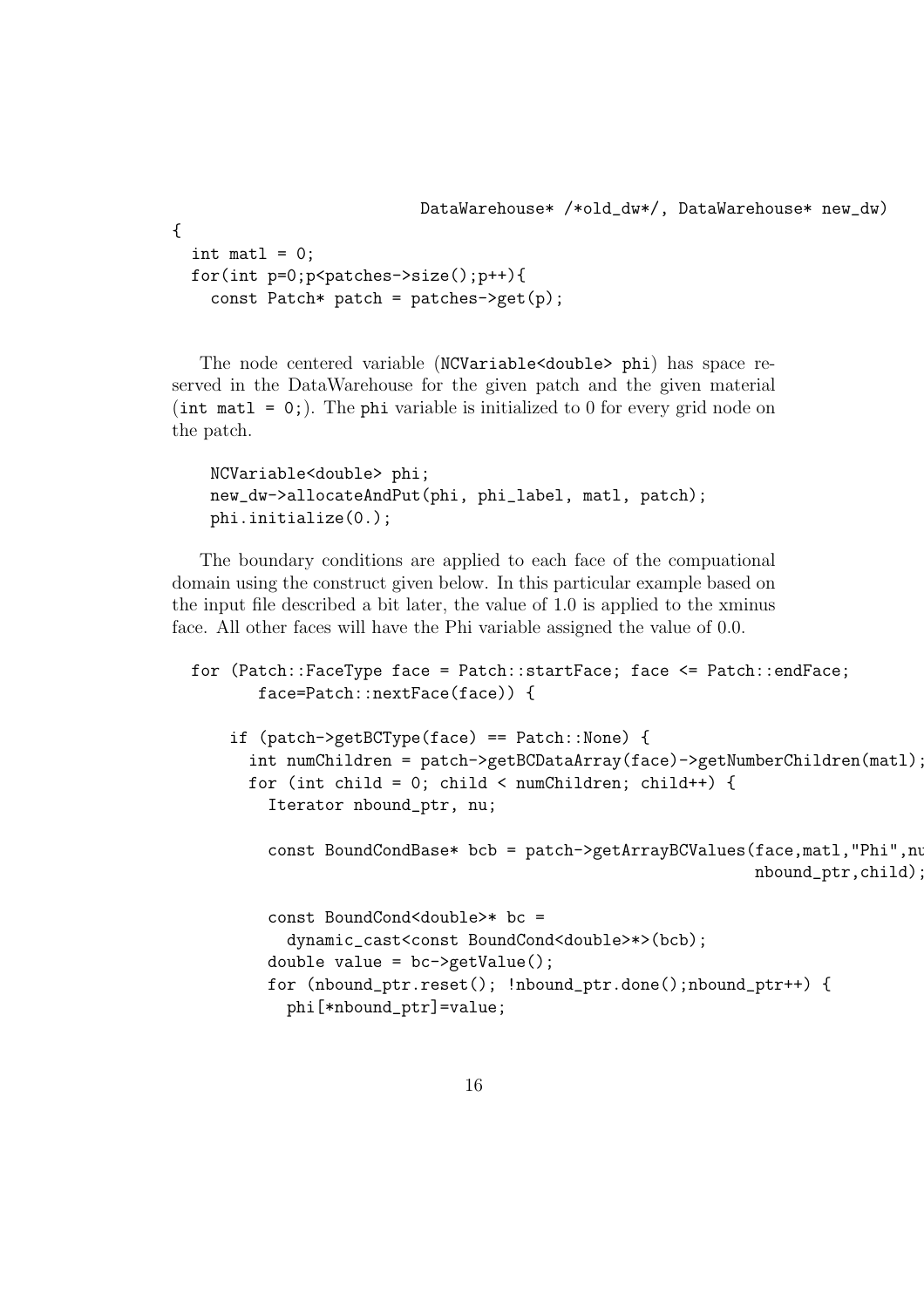```
                         DataWarehouse* /*old_dw*/, DataWarehouse* new_dw)
{
  int matl = 0;
  for(int p=0;p<patches->size();p++){
    const Patch* patch = patches->get(p);
```

The node centered variable (`NCVariable<double> phi`) has space reserved in the DataWarehouse for the given patch and the given material (`int matl = 0;`). The `phi` variable is initialized to 0 for every grid node on the patch.

```
    NCVariable<double> phi;
    new_dw->allocateAndPut(phi, phi_label, matl, patch);
    phi.initialize(0.);
```

The boundary conditions are applied to each face of the compuational domain using the construct given below. In this particular example based on the input file described a bit later, the value of 1.0 is applied to the xminus face. All other faces will have the Phi variable assigned the value of 0.0.

```
  for (Patch::FaceType face = Patch::startFace; face <= Patch::endFace;
         face=Patch::nextFace(face)) {

      if (patch->getBCType(face) == Patch::None) {
        int numChildren = patch->getBCDataArray(face)->getNumberChildren(matl);
        for (int child = 0; child < numChildren; child++) {
          Iterator nbound_ptr, nu;

          const BoundCondBase* bcb = patch->getArrayBCValues(face,matl,"Phi",nu
                                                             nbound_ptr,child);

          const BoundCond<double>* bc =
            dynamic_cast<const BoundCond<double>*>(bcb);
          double value = bc->getValue();
          for (nbound_ptr.reset(); !nbound_ptr.done();nbound_ptr++) {
            phi[*nbound_ptr]=value;
```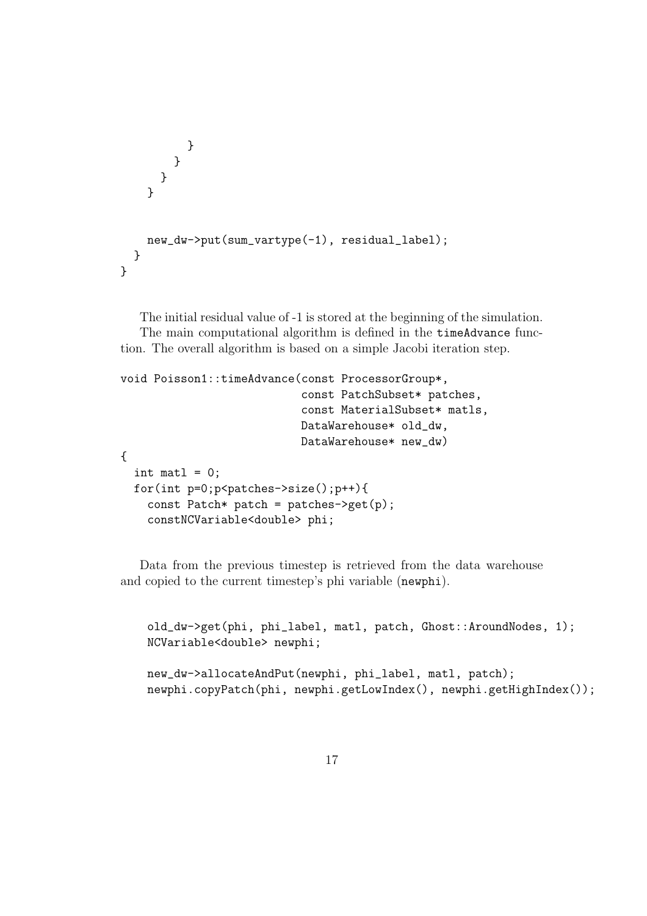```
          }
        }
      }
    }


    new_dw->put(sum_vartype(-1), residual_label);
  }
}
```

The initial residual value of -1 is stored at the beginning of the simulation.

The main computational algorithm is defined in the `timeAdvance` function. The overall algorithm is based on a simple Jacobi iteration step.

```
void Poisson1::timeAdvance(const ProcessorGroup*,
                           const PatchSubset* patches,
                           const MaterialSubset* matls,
                           DataWarehouse* old_dw,
                           DataWarehouse* new_dw)
{
  int matl = 0;
  for(int p=0;p<patches->size();p++){
    const Patch* patch = patches->get(p);
    constNCVariable<double> phi;
```

Data from the previous timestep is retrieved from the data warehouse and copied to the current timestep's phi variable (`newphi`).

```
    old_dw->get(phi, phi_label, matl, patch, Ghost::AroundNodes, 1);
    NCVariable<double> newphi;

    new_dw->allocateAndPut(newphi, phi_label, matl, patch);
    newphi.copyPatch(phi, newphi.getLowIndex(), newphi.getHighIndex());
```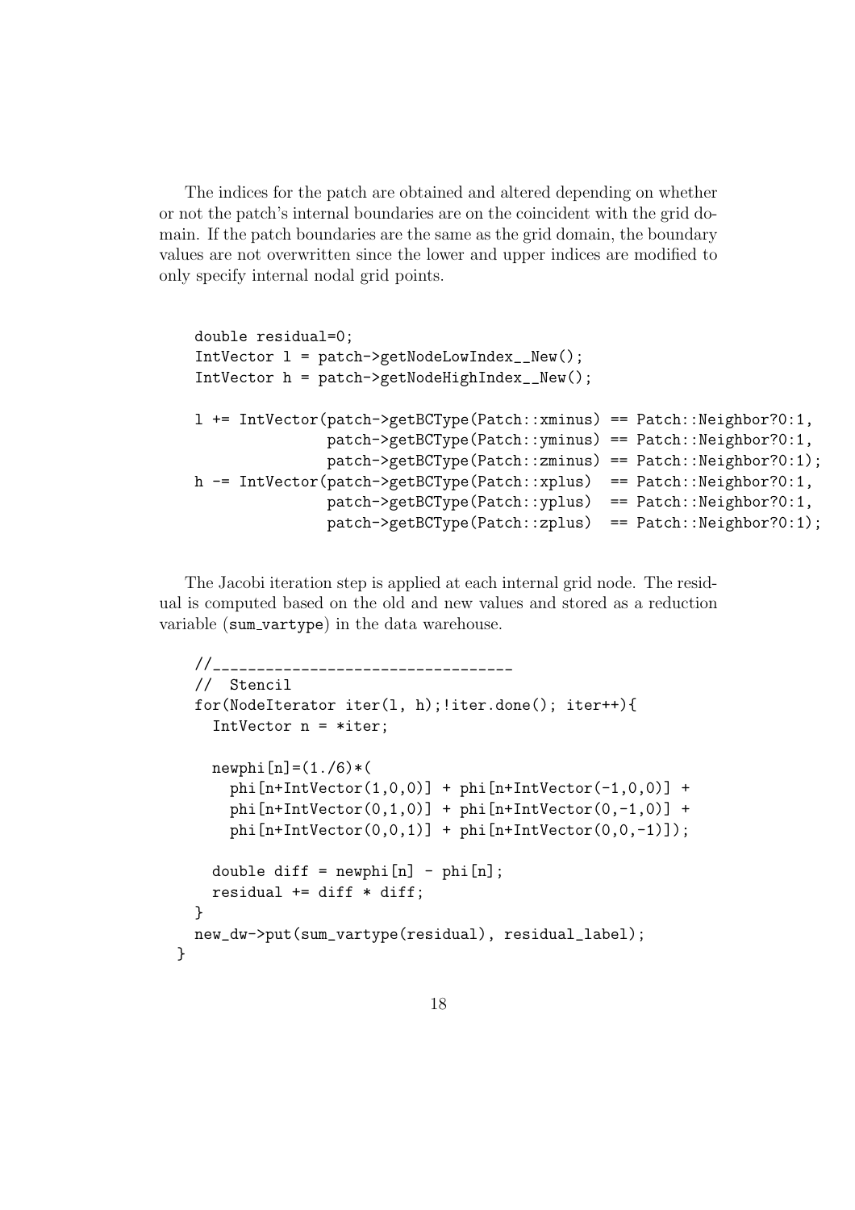The indices for the patch are obtained and altered depending on whether or not the patch's internal boundaries are on the coincident with the grid domain. If the patch boundaries are the same as the grid domain, the boundary values are not overwritten since the lower and upper indices are modified to only specify internal nodal grid points.

```
double residual=0;
IntVector l = patch->getNodeLowIndex__New();
IntVector h = patch->getNodeHighIndex__New();

l += IntVector(patch->getBCType(Patch::xminus) == Patch::Neighbor?0:1,
               patch->getBCType(Patch::yminus) == Patch::Neighbor?0:1,
               patch->getBCType(Patch::zminus) == Patch::Neighbor?0:1);
h -= IntVector(patch->getBCType(Patch::xplus)  == Patch::Neighbor?0:1,
               patch->getBCType(Patch::yplus)  == Patch::Neighbor?0:1,
               patch->getBCType(Patch::zplus)  == Patch::Neighbor?0:1);
```

The Jacobi iteration step is applied at each internal grid node. The residual is computed based on the old and new values and stored as a reduction variable (sum_vartype) in the data warehouse.

```
  //__________________________________
  //  Stencil
  for(NodeIterator iter(l, h);!iter.done(); iter++){
    IntVector n = *iter;

    newphi[n]=(1./6)*(
      phi[n+IntVector(1,0,0)] + phi[n+IntVector(-1,0,0)] +
      phi[n+IntVector(0,1,0)] + phi[n+IntVector(0,-1,0)] +
      phi[n+IntVector(0,0,1)] + phi[n+IntVector(0,0,-1)]);

    double diff = newphi[n] - phi[n];
    residual += diff * diff;
  }
  new_dw->put(sum_vartype(residual), residual_label);
}
```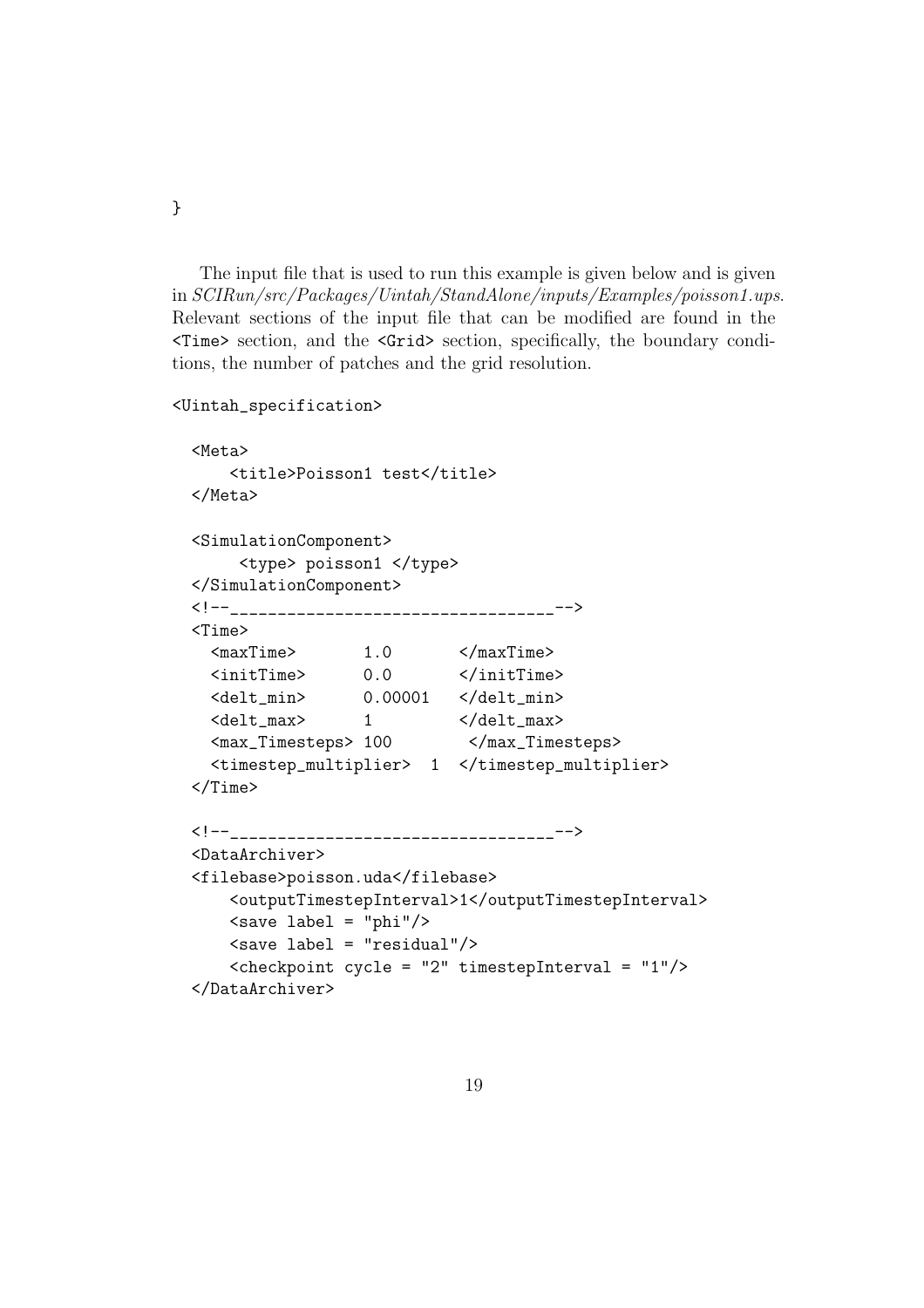```
}
```

The input file that is used to run this example is given below and is given in *SCIRun/src/Packages/Uintah/StandAlone/inputs/Examples/poisson1.ups*. Relevant sections of the input file that can be modified are found in the `<Time>` section, and the `<Grid>` section, specifically, the boundary conditions, the number of patches and the grid resolution.

```
<Uintah_specification>

  <Meta>
      <title>Poisson1 test</title>
  </Meta>

  <SimulationComponent>
       <type> poisson1 </type>
  </SimulationComponent>
  <!--__________________________________-->
  <Time>
    <maxTime>       1.0       </maxTime>
    <initTime>      0.0       </initTime>
    <delt_min>      0.00001   </delt_min>
    <delt_max>      1         </delt_max>
    <max_Timesteps> 100        </max_Timesteps>
    <timestep_multiplier>  1  </timestep_multiplier>
  </Time>

  <!--__________________________________-->
  <DataArchiver>
  <filebase>poisson.uda</filebase>
      <outputTimestepInterval>1</outputTimestepInterval>
      <save label = "phi"/>
      <save label = "residual"/>
      <checkpoint cycle = "2" timestepInterval = "1"/>
  </DataArchiver>
```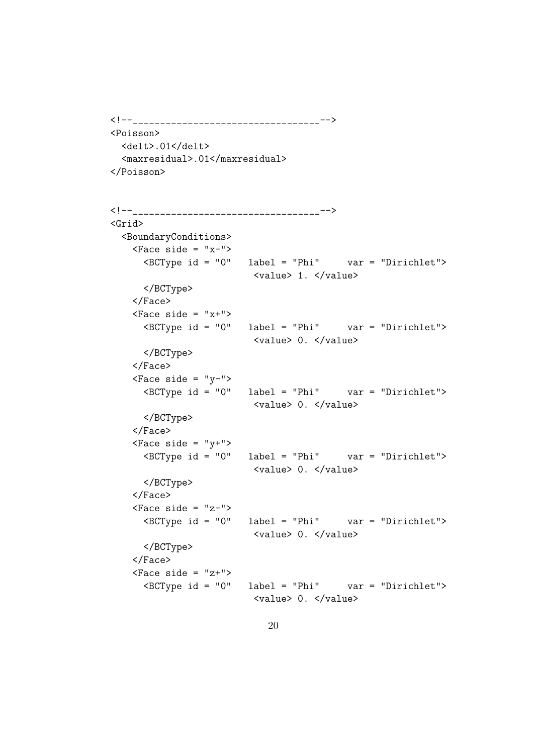```
<!--__________________________________-->
<Poisson>
  <delt>.01</delt>
  <maxresidual>.01</maxresidual>
</Poisson>


<!--__________________________________-->
<Grid>
  <BoundaryConditions>
    <Face side = "x-">
      <BCType id = "0"   label = "Phi"     var = "Dirichlet">
                          <value> 1. </value>
      </BCType>
    </Face>
    <Face side = "x+">
      <BCType id = "0"   label = "Phi"     var = "Dirichlet">
                          <value> 0. </value>
      </BCType>
    </Face>
    <Face side = "y-">
      <BCType id = "0"   label = "Phi"     var = "Dirichlet">
                          <value> 0. </value>
      </BCType>
    </Face>
    <Face side = "y+">
      <BCType id = "0"   label = "Phi"     var = "Dirichlet">
                          <value> 0. </value>
      </BCType>
    </Face>
    <Face side = "z-">
      <BCType id = "0"   label = "Phi"     var = "Dirichlet">
                          <value> 0. </value>
      </BCType>
    </Face>
    <Face side = "z+">
      <BCType id = "0"   label = "Phi"     var = "Dirichlet">
                          <value> 0. </value>
```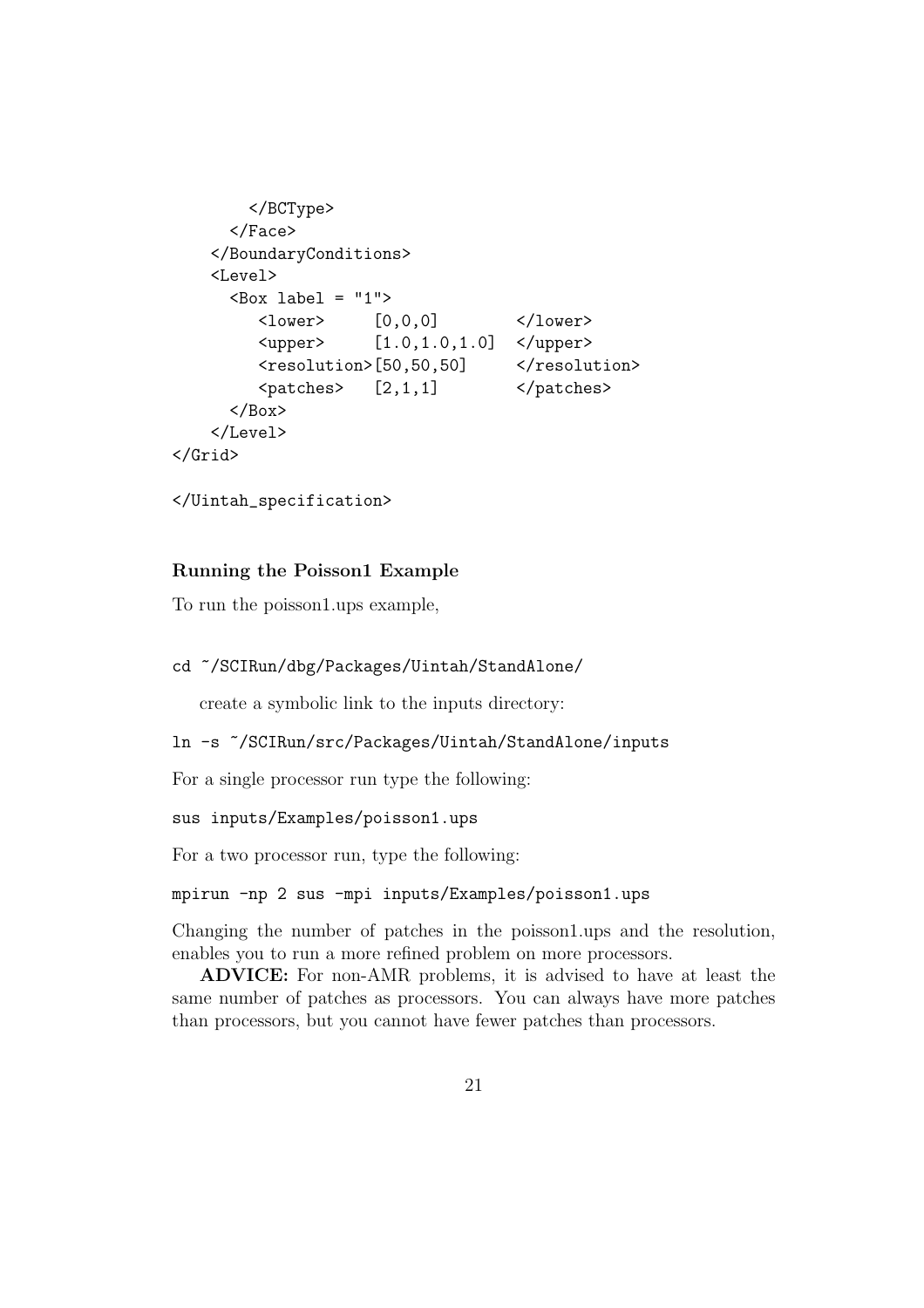```
        </BCType>
      </Face>
    </BoundaryConditions>
    <Level>
      <Box label = "1">
         <lower>      [0,0,0]         </lower>
         <upper>      [1.0,1.0,1.0]   </upper>
         <resolution>[50,50,50]       </resolution>
         <patches>    [2,1,1]         </patches>
      </Box>
    </Level>
</Grid>

</Uintah_specification>
```

### Running the Poisson1 Example

To run the poisson1.ups example,

```
cd ~/SCIRun/dbg/Packages/Uintah/StandAlone/
```

create a symbolic link to the inputs directory:

```
ln -s ~/SCIRun/src/Packages/Uintah/StandAlone/inputs
```

For a single processor run type the following:

```
sus inputs/Examples/poisson1.ups
```

For a two processor run, type the following:

```
mpirun -np 2 sus -mpi inputs/Examples/poisson1.ups
```

Changing the number of patches in the poisson1.ups and the resolution, enables you to run a more refined problem on more processors.

**ADVICE:** For non-AMR problems, it is advised to have at least the same number of patches as processors. You can always have more patches than processors, but you cannot have fewer patches than processors.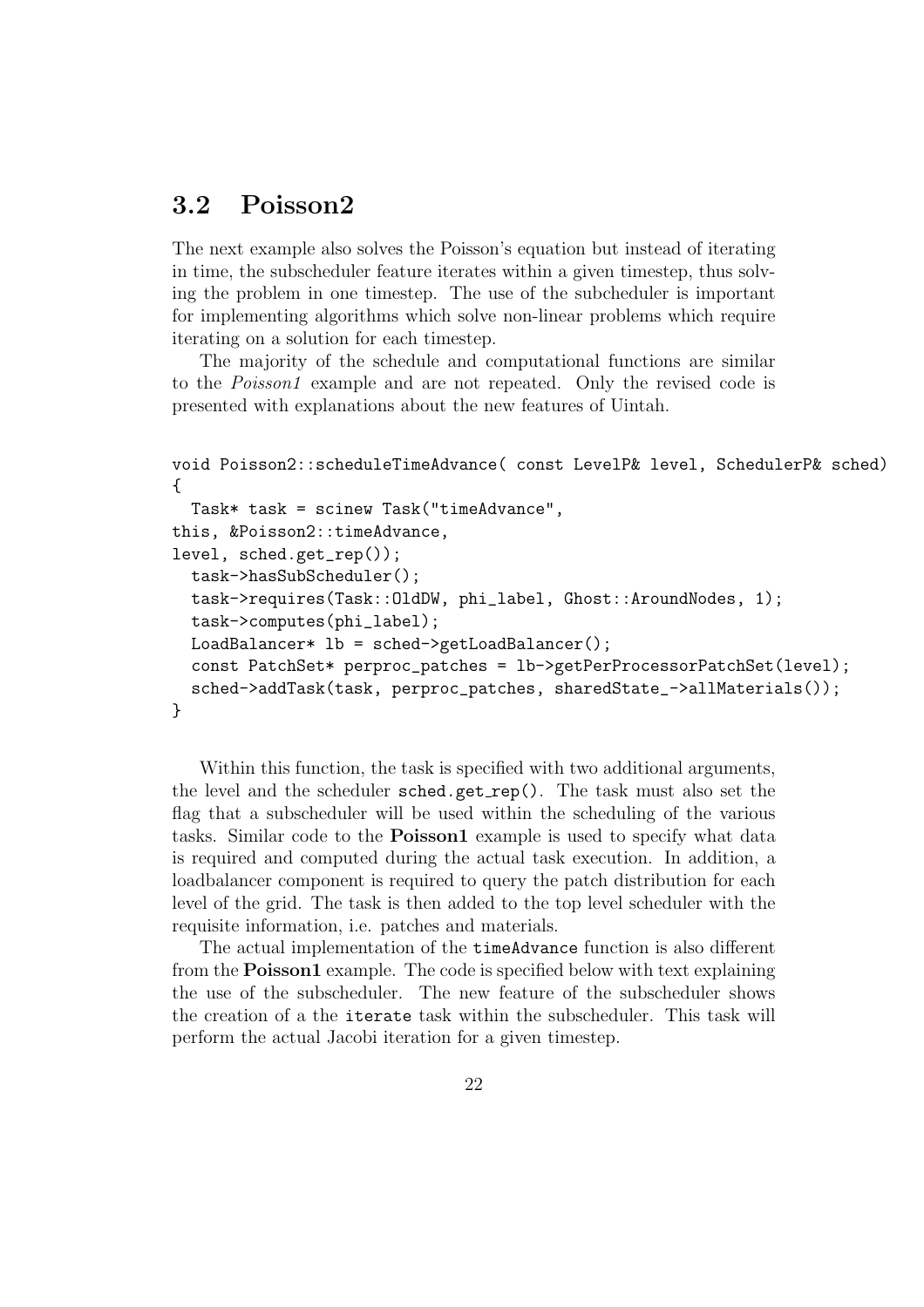## 3.2 Poisson2

The next example also solves the Poisson's equation but instead of iterating in time, the subscheduler feature iterates within a given timestep, thus solving the problem in one timestep. The use of the subcheduler is important for implementing algorithms which solve non-linear problems which require iterating on a solution for each timestep.

The majority of the schedule and computational functions are similar to the *Poisson1* example and are not repeated. Only the revised code is presented with explanations about the new features of Uintah.

```
void Poisson2::scheduleTimeAdvance( const LevelP& level, SchedulerP& sched)
{
  Task* task = scinew Task("timeAdvance",
this, &Poisson2::timeAdvance,
level, sched.get_rep());
  task->hasSubScheduler();
  task->requires(Task::OldDW, phi_label, Ghost::AroundNodes, 1);
  task->computes(phi_label);
  LoadBalancer* lb = sched->getLoadBalancer();
  const PatchSet* perproc_patches = lb->getPerProcessorPatchSet(level);
  sched->addTask(task, perproc_patches, sharedState_->allMaterials());
}
```

Within this function, the task is specified with two additional arguments, the level and the scheduler `sched.get_rep()`. The task must also set the flag that a subscheduler will be used within the scheduling of the various tasks. Similar code to the **Poisson1** example is used to specify what data is required and computed during the actual task execution. In addition, a loadbalancer component is required to query the patch distribution for each level of the grid. The task is then added to the top level scheduler with the requisite information, i.e. patches and materials.

The actual implementation of the `timeAdvance` function is also different from the **Poisson1** example. The code is specified below with text explaining the use of the subscheduler. The new feature of the subscheduler shows the creation of a the `iterate` task within the subscheduler. This task will perform the actual Jacobi iteration for a given timestep.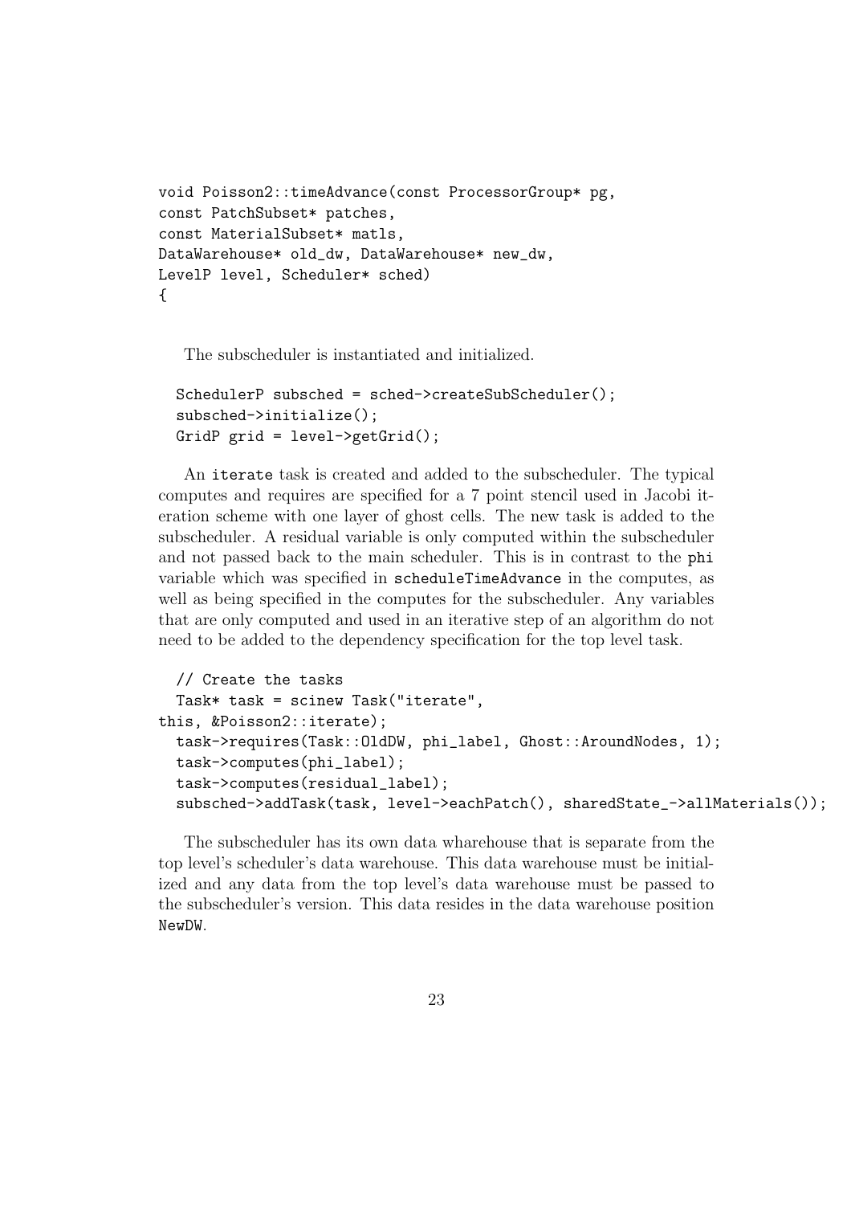```
void Poisson2::timeAdvance(const ProcessorGroup* pg,
const PatchSubset* patches,
const MaterialSubset* matls,
DataWarehouse* old_dw, DataWarehouse* new_dw,
LevelP level, Scheduler* sched)
{
```

The subscheduler is instantiated and initialized.

```
  SchedulerP subsched = sched->createSubScheduler();
  subsched->initialize();
  GridP grid = level->getGrid();
```

An `iterate` task is created and added to the subscheduler. The typical computes and requires are specified for a 7 point stencil used in Jacobi iteration scheme with one layer of ghost cells. The new task is added to the subscheduler. A residual variable is only computed within the subscheduler and not passed back to the main scheduler. This is in contrast to the `phi` variable which was specified in `scheduleTimeAdvance` in the computes, as well as being specified in the computes for the subscheduler. Any variables that are only computed and used in an iterative step of an algorithm do not need to be added to the dependency specification for the top level task.

```
  // Create the tasks
  Task* task = scinew Task("iterate",
this, &Poisson2::iterate);
  task->requires(Task::OldDW, phi_label, Ghost::AroundNodes, 1);
  task->computes(phi_label);
  task->computes(residual_label);
  subsched->addTask(task, level->eachPatch(), sharedState_->allMaterials());
```

The subscheduler has its own data wharehouse that is separate from the top level's scheduler's data warehouse. This data warehouse must be initialized and any data from the top level's data warehouse must be passed to the subscheduler's version. This data resides in the data warehouse position `NewDW`.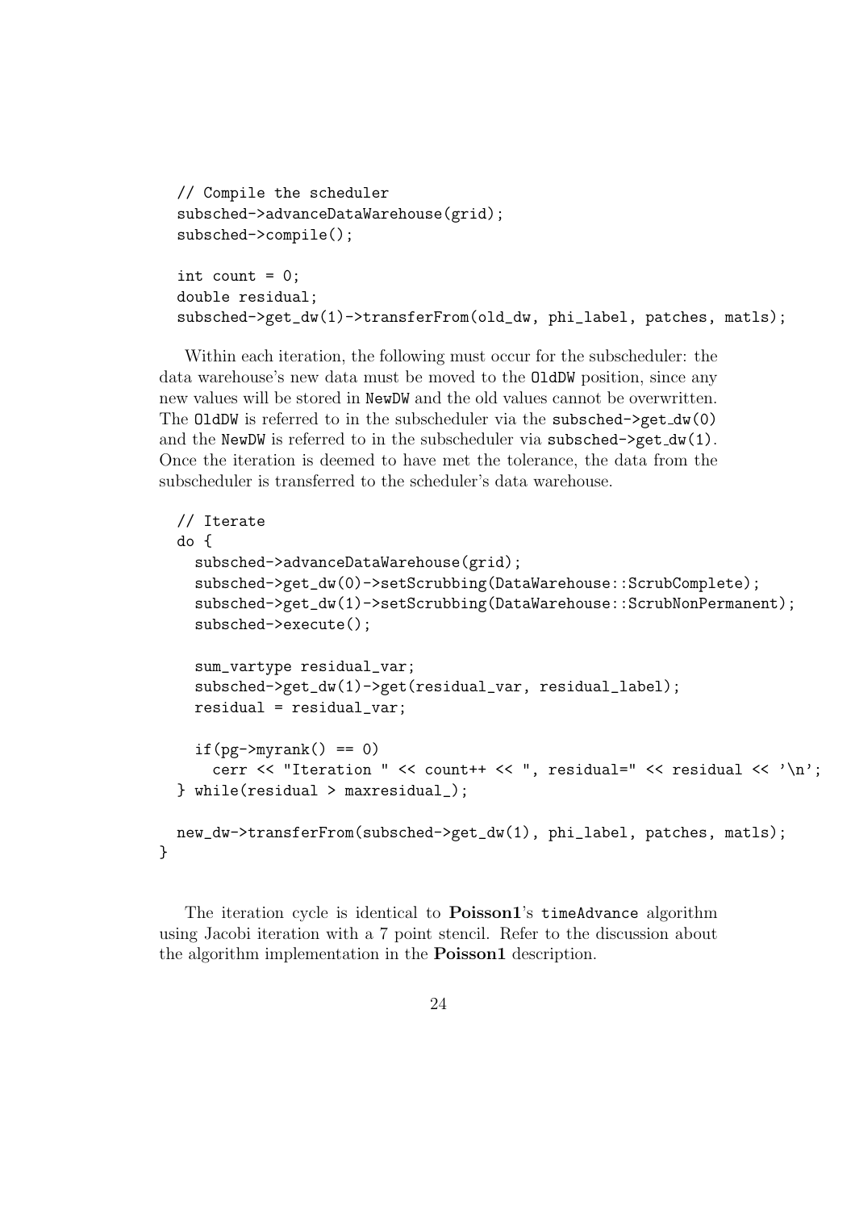```
  // Compile the scheduler
  subsched->advanceDataWarehouse(grid);
  subsched->compile();

  int count = 0;
  double residual;
  subsched->get_dw(1)->transferFrom(old_dw, phi_label, patches, matls);
```

Within each iteration, the following must occur for the subscheduler: the data warehouse's new data must be moved to the `OldDW` position, since any new values will be stored in `NewDW` and the old values cannot be overwritten. The `OldDW` is referred to in the subscheduler via the `subsched->get_dw(0)` and the `NewDW` is referred to in the subscheduler via `subsched->get_dw(1)`. Once the iteration is deemed to have met the tolerance, the data from the subscheduler is transferred to the scheduler's data warehouse.

```
  // Iterate
  do {
    subsched->advanceDataWarehouse(grid);
    subsched->get_dw(0)->setScrubbing(DataWarehouse::ScrubComplete);
    subsched->get_dw(1)->setScrubbing(DataWarehouse::ScrubNonPermanent);
    subsched->execute();

    sum_vartype residual_var;
    subsched->get_dw(1)->get(residual_var, residual_label);
    residual = residual_var;

    if(pg->myrank() == 0)
      cerr << "Iteration " << count++ << ", residual=" << residual << '\n';
  } while(residual > maxresidual_);

  new_dw->transferFrom(subsched->get_dw(1), phi_label, patches, matls);
}
```

The iteration cycle is identical to **Poisson1**'s `timeAdvance` algorithm using Jacobi iteration with a 7 point stencil. Refer to the discussion about the algorithm implementation in the **Poisson1** description.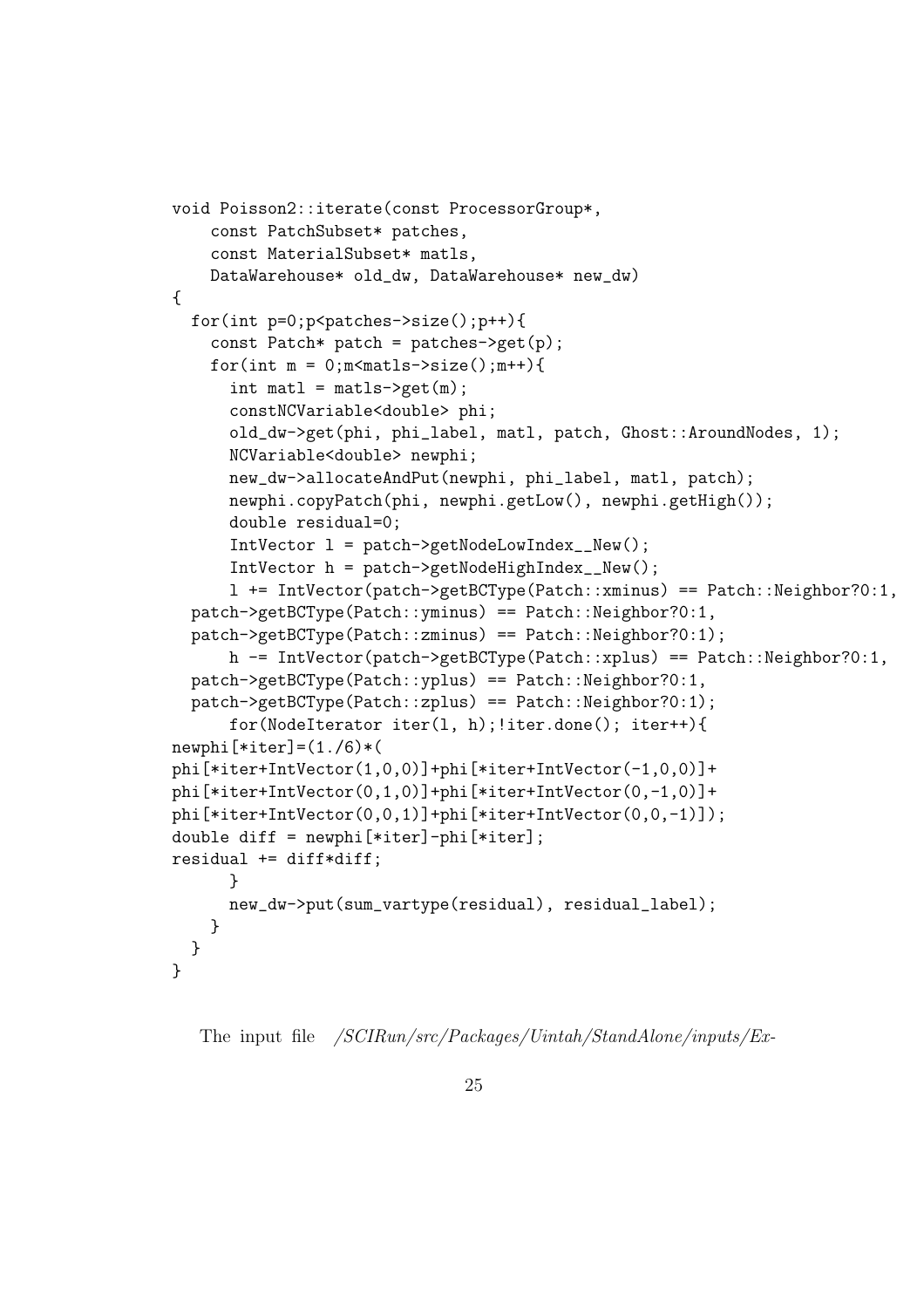```
void Poisson2::iterate(const ProcessorGroup*,
    const PatchSubset* patches,
    const MaterialSubset* matls,
    DataWarehouse* old_dw, DataWarehouse* new_dw)
{
  for(int p=0;p<patches->size();p++){
    const Patch* patch = patches->get(p);
    for(int m = 0;m<matls->size();m++){
      int matl = matls->get(m);
      constNCVariable<double> phi;
      old_dw->get(phi, phi_label, matl, patch, Ghost::AroundNodes, 1);
      NCVariable<double> newphi;
      new_dw->allocateAndPut(newphi, phi_label, matl, patch);
      newphi.copyPatch(phi, newphi.getLow(), newphi.getHigh());
      double residual=0;
      IntVector l = patch->getNodeLowIndex__New();
      IntVector h = patch->getNodeHighIndex__New();
      l += IntVector(patch->getBCType(Patch::xminus) == Patch::Neighbor?0:1,
  patch->getBCType(Patch::yminus) == Patch::Neighbor?0:1,
  patch->getBCType(Patch::zminus) == Patch::Neighbor?0:1);
      h -= IntVector(patch->getBCType(Patch::xplus) == Patch::Neighbor?0:1,
  patch->getBCType(Patch::yplus) == Patch::Neighbor?0:1,
  patch->getBCType(Patch::zplus) == Patch::Neighbor?0:1);
      for(NodeIterator iter(l, h);!iter.done(); iter++){
newphi[*iter]=(1./6)*(
phi[*iter+IntVector(1,0,0)]+phi[*iter+IntVector(-1,0,0)]+
phi[*iter+IntVector(0,1,0)]+phi[*iter+IntVector(0,-1,0)]+
phi[*iter+IntVector(0,0,1)]+phi[*iter+IntVector(0,0,-1)]);
double diff = newphi[*iter]-phi[*iter];
residual += diff*diff;
      }
      new_dw->put(sum_vartype(residual), residual_label);
    }
  }
}
```

The input file */SCIRun/src/Packages/Uintah/StandAlone/inputs/Ex-*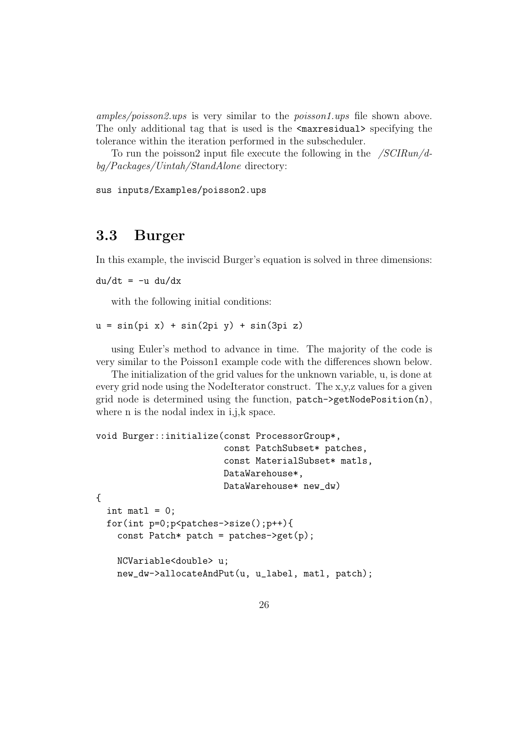*amples/poisson2.ups* is very similar to the *poisson1.ups* file shown above. The only additional tag that is used is the `<maxresidual>` specifying the tolerance within the iteration performed in the subscheduler.

To run the poisson2 input file execute the following in the */SCIRun/dbg/Packages/Uintah/StandAlone* directory:

```
sus inputs/Examples/poisson2.ups
```

## 3.3 Burger

In this example, the inviscid Burger's equation is solved in three dimensions:

```
du/dt = -u du/dx
```

with the following initial conditions:

```
u = sin(pi x) + sin(2pi y) + sin(3pi z)
```

using Euler's method to advance in time. The majority of the code is very similar to the Poisson1 example code with the differences shown below.

The initialization of the grid values for the unknown variable, u, is done at every grid node using the NodeIterator construct. The x,y,z values for a given grid node is determined using the function, `patch->getNodePosition(n)`, where n is the nodal index in i,j,k space.

```
void Burger::initialize(const ProcessorGroup*,
                        const PatchSubset* patches,
                        const MaterialSubset* matls,
                        DataWarehouse*,
                        DataWarehouse* new_dw)
{
  int matl = 0;
  for(int p=0;p<patches->size();p++){
    const Patch* patch = patches->get(p);

    NCVariable<double> u;
    new_dw->allocateAndPut(u, u_label, matl, patch);
```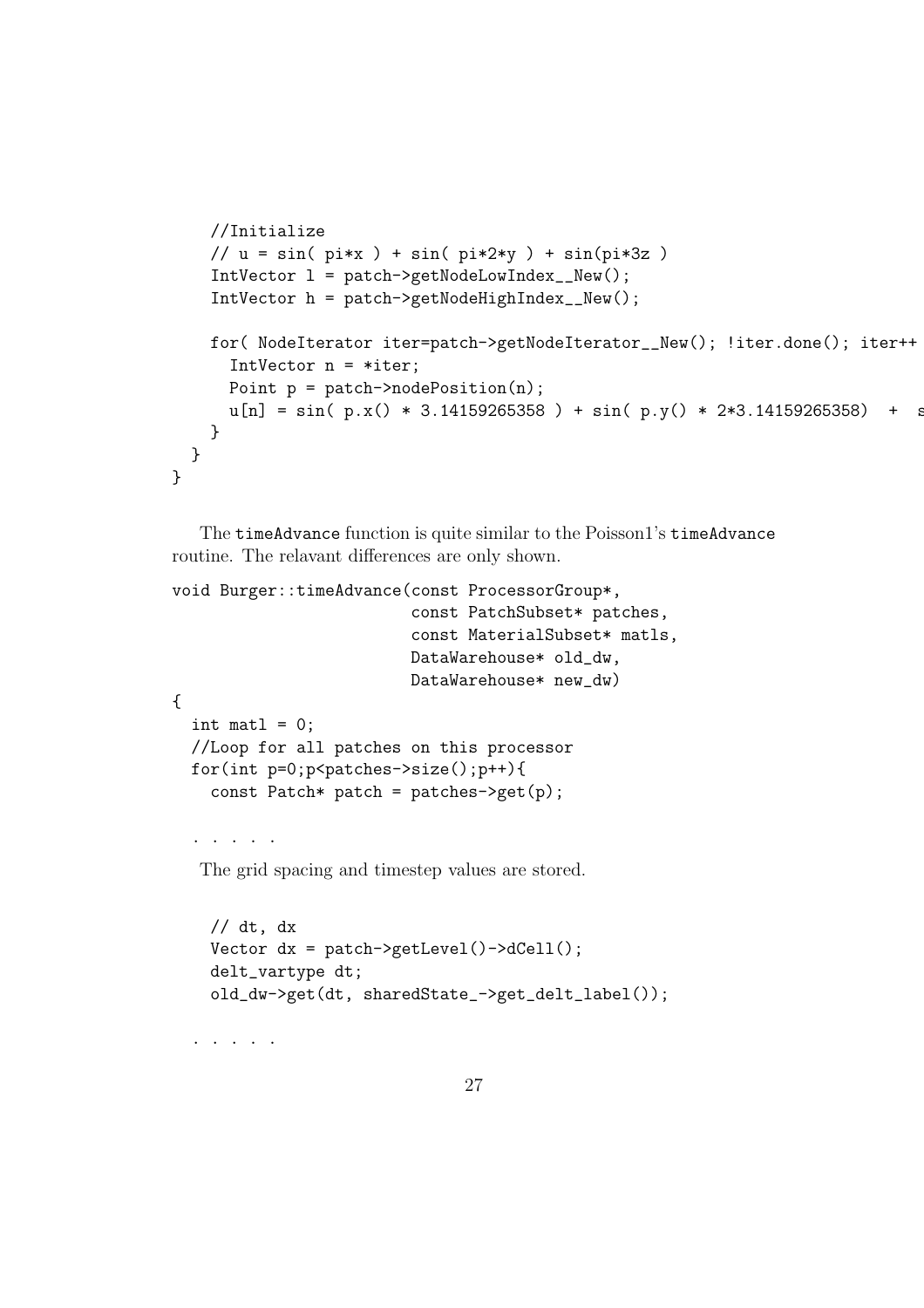```
    //Initialize
    // u = sin( pi*x ) + sin( pi*2*y ) + sin(pi*3z )
    IntVector l = patch->getNodeLowIndex__New();
    IntVector h = patch->getNodeHighIndex__New();

    for( NodeIterator iter=patch->getNodeIterator__New(); !iter.done(); iter++
      IntVector n = *iter;
      Point p = patch->nodePosition(n);
      u[n] = sin( p.x() * 3.14159265358 ) + sin( p.y() * 2*3.14159265358)  +  s
    }
  }
}
```

The `timeAdvance` function is quite similar to the Poisson1's `timeAdvance` routine. The relavant differences are only shown.

```
void Burger::timeAdvance(const ProcessorGroup*,
                         const PatchSubset* patches,
                         const MaterialSubset* matls,
                         DataWarehouse* old_dw,
                         DataWarehouse* new_dw)
{
  int matl = 0;
  //Loop for all patches on this processor
  for(int p=0;p<patches->size();p++){
    const Patch* patch = patches->get(p);

  . . . . .
```

The grid spacing and timestep values are stored.

```
    // dt, dx
    Vector dx = patch->getLevel()->dCell();
    delt_vartype dt;
    old_dw->get(dt, sharedState_->get_delt_label());

  . . . . .
```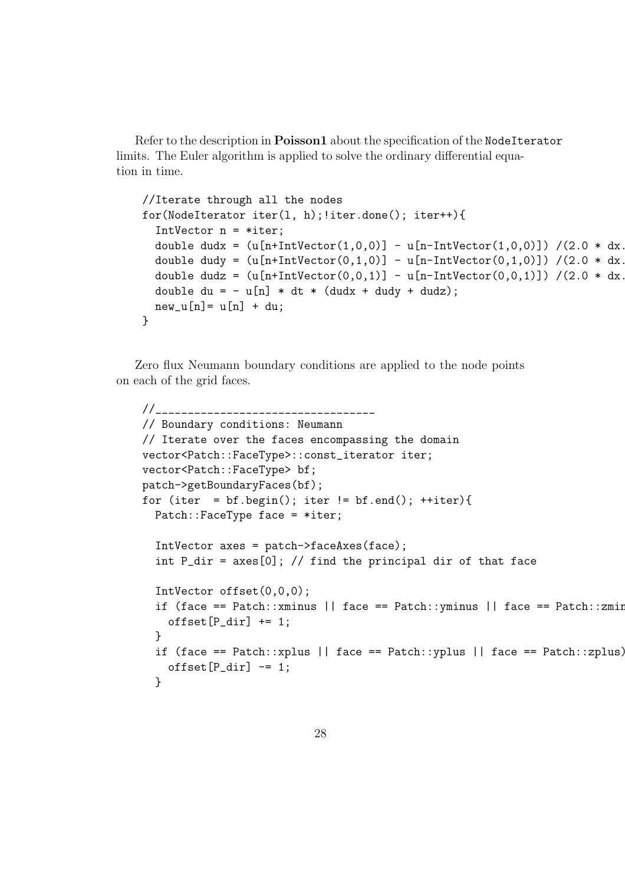Refer to the description in **Poisson1** about the specification of the `NodeIterator` limits. The Euler algorithm is applied to solve the ordinary differential equation in time.

```
//Iterate through all the nodes
for(NodeIterator iter(l, h);!iter.done(); iter++){
  IntVector n = *iter;
  double dudx = (u[n+IntVector(1,0,0)] - u[n-IntVector(1,0,0)]) /(2.0 * dx.
  double dudy = (u[n+IntVector(0,1,0)] - u[n-IntVector(0,1,0)]) /(2.0 * dx.
  double dudz = (u[n+IntVector(0,0,1)] - u[n-IntVector(0,0,1)]) /(2.0 * dx.
  double du = - u[n] * dt * (dudx + dudy + dudz);
  new_u[n]= u[n] + du;
}
```

Zero flux Neumann boundary conditions are applied to the node points on each of the grid faces.

```
//__________________________________
// Boundary conditions: Neumann
// Iterate over the faces encompassing the domain
vector<Patch::FaceType>::const_iterator iter;
vector<Patch::FaceType> bf;
patch->getBoundaryFaces(bf);
for (iter  = bf.begin(); iter != bf.end(); ++iter){
  Patch::FaceType face = *iter;

  IntVector axes = patch->faceAxes(face);
  int P_dir = axes[0]; // find the principal dir of that face

  IntVector offset(0,0,0);
  if (face == Patch::xminus || face == Patch::yminus || face == Patch::zmin
    offset[P_dir] += 1;
  }
  if (face == Patch::xplus || face == Patch::yplus || face == Patch::zplus)
    offset[P_dir] -= 1;
  }
```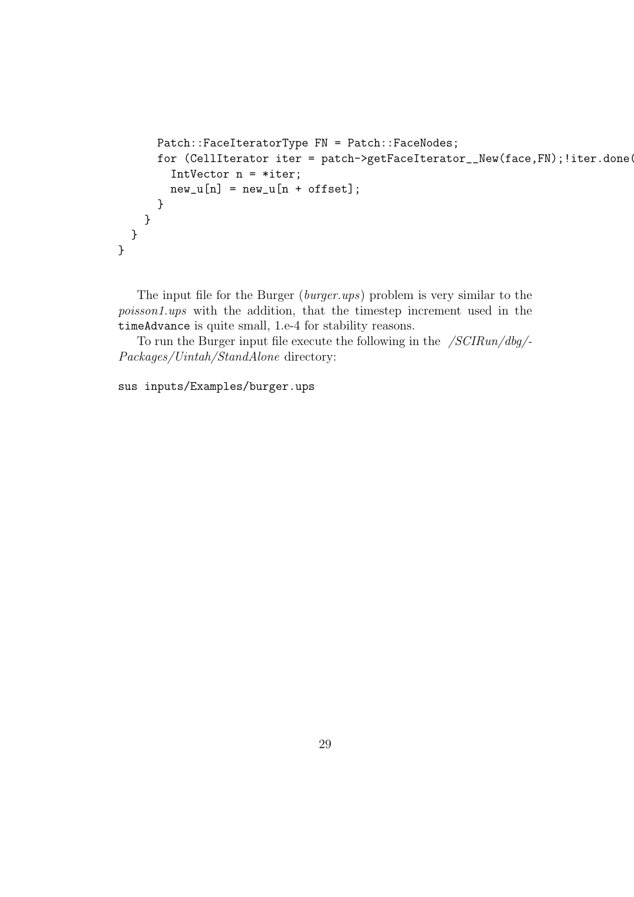```
      Patch::FaceIteratorType FN = Patch::FaceNodes;
      for (CellIterator iter = patch->getFaceIterator__New(face,FN);!iter.done(
        IntVector n = *iter;
        new_u[n] = new_u[n + offset];
      }
    }
  }
}
```

The input file for the Burger (*burger.ups*) problem is very similar to the *poisson1.ups* with the addition, that the timestep increment used in the `timeAdvance` is quite small, 1.e-4 for stability reasons.

To run the Burger input file execute the following in the */SCIRun/dbg/-Packages/Uintah/StandAlone* directory:

```
sus inputs/Examples/burger.ups
```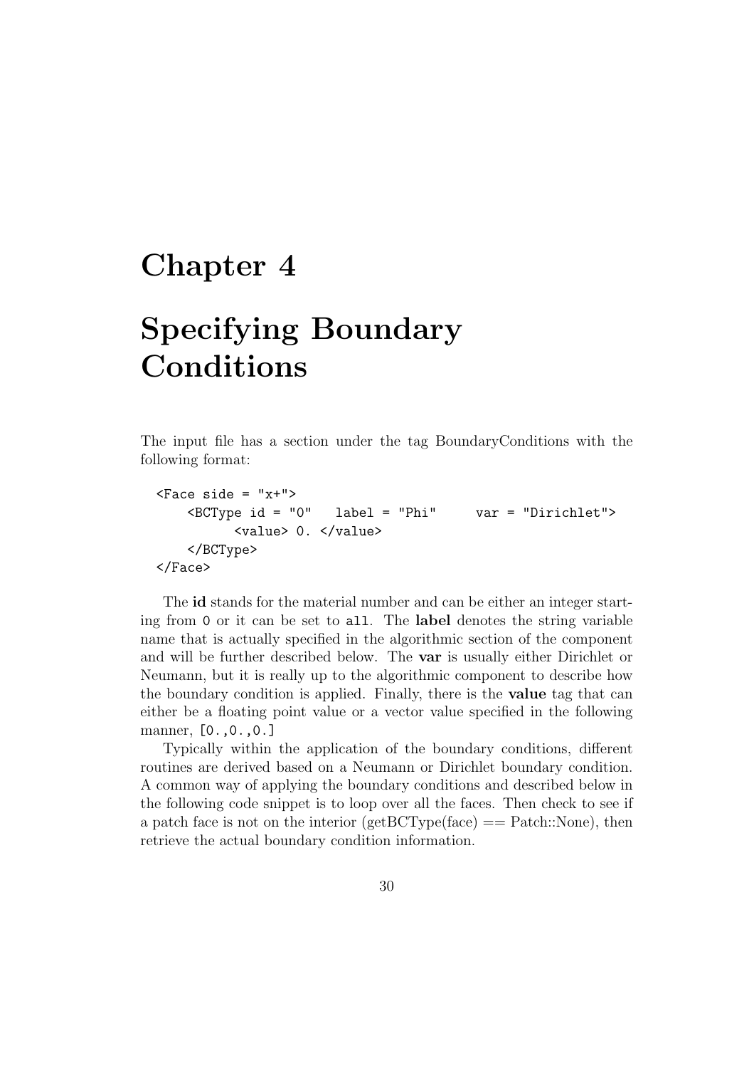# Chapter 4

# Specifying Boundary Conditions

The input file has a section under the tag BoundaryConditions with the following format:

```
<Face side = "x+">
    <BCType id = "0"   label = "Phi"     var = "Dirichlet">
          <value> 0. </value>
    </BCType>
</Face>
```

The **id** stands for the material number and can be either an integer starting from `0` or it can be set to `all`. The **label** denotes the string variable name that is actually specified in the algorithmic section of the component and will be further described below. The **var** is usually either Dirichlet or Neumann, but it is really up to the algorithmic component to describe how the boundary condition is applied. Finally, there is the **value** tag that can either be a floating point value or a vector value specified in the following manner, `[0.,0.,0.]`

Typically within the application of the boundary conditions, different routines are derived based on a Neumann or Dirichlet boundary condition. A common way of applying the boundary conditions and described below in the following code snippet is to loop over all the faces. Then check to see if a patch face is not on the interior (getBCType(face) == Patch::None), then retrieve the actual boundary condition information.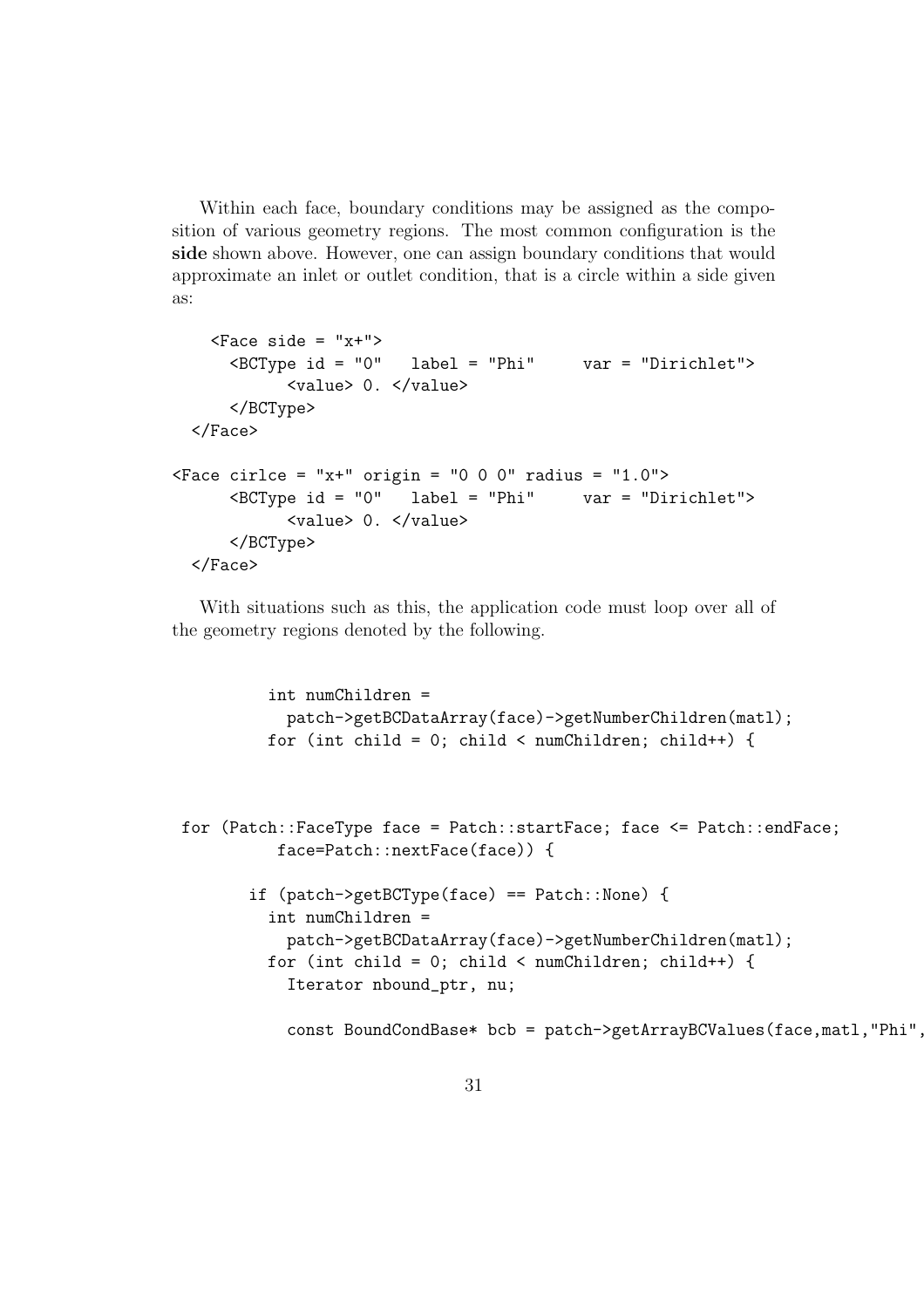Within each face, boundary conditions may be assigned as the composition of various geometry regions. The most common configuration is the **side** shown above. However, one can assign boundary conditions that would approximate an inlet or outlet condition, that is a circle within a side given as:

```
    <Face side = "x+">
      <BCType id = "0"   label = "Phi"     var = "Dirichlet">
            <value> 0. </value>
      </BCType>
  </Face>

<Face cirlce = "x+" origin = "0 0 0" radius = "1.0">
      <BCType id = "0"   label = "Phi"     var = "Dirichlet">
            <value> 0. </value>
      </BCType>
  </Face>
```

With situations such as this, the application code must loop over all of the geometry regions denoted by the following.

```
          int numChildren =
            patch->getBCDataArray(face)->getNumberChildren(matl);
          for (int child = 0; child < numChildren; child++) {



 for (Patch::FaceType face = Patch::startFace; face <= Patch::endFace;
           face=Patch::nextFace(face)) {

        if (patch->getBCType(face) == Patch::None) {
          int numChildren =
            patch->getBCDataArray(face)->getNumberChildren(matl);
          for (int child = 0; child < numChildren; child++) {
            Iterator nbound_ptr, nu;

            const BoundCondBase* bcb = patch->getArrayBCValues(face,matl,"Phi",
```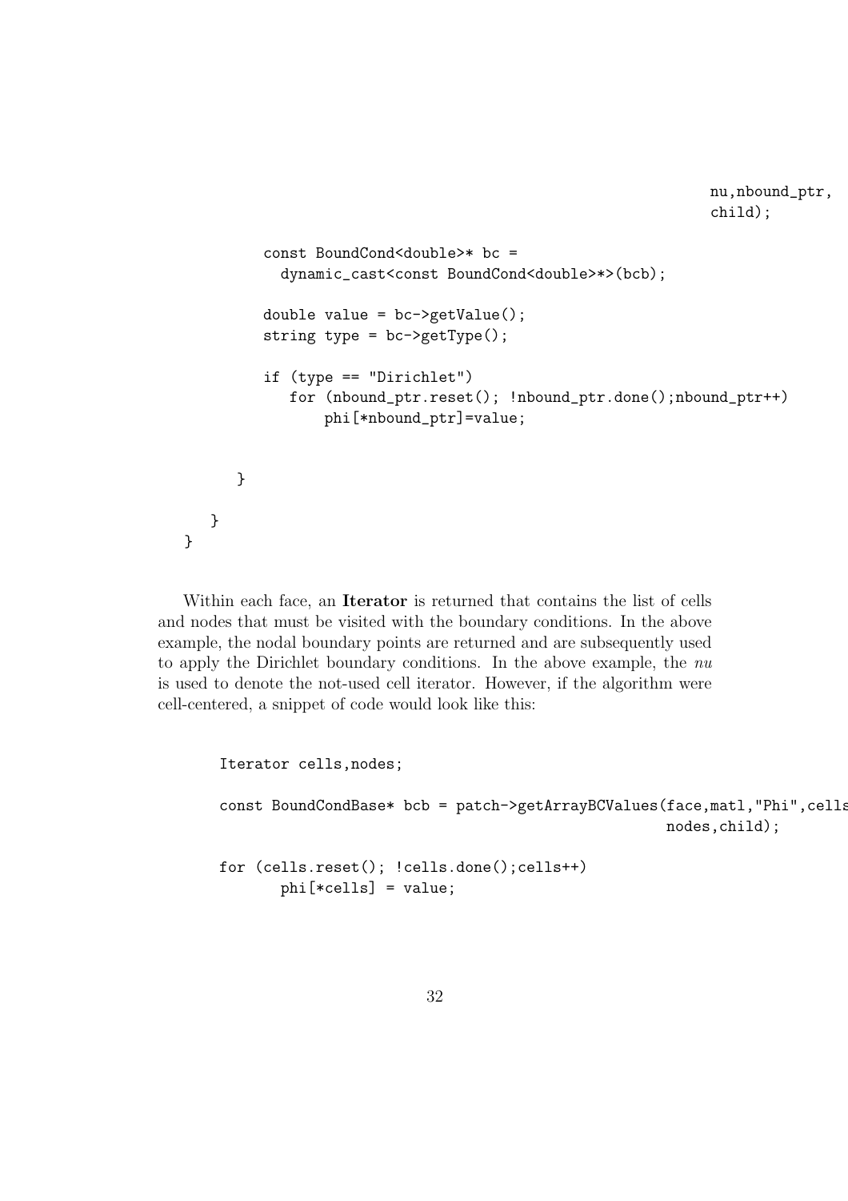```
                                                          nu,nbound_ptr,
                                                          child);

          const BoundCond<double>* bc =
            dynamic_cast<const BoundCond<double>*>(bcb);

          double value = bc->getValue();
          string type = bc->getType();

          if (type == "Dirichlet")
             for (nbound_ptr.reset(); !nbound_ptr.done();nbound_ptr++)
                 phi[*nbound_ptr]=value;


       }

    }
}
```

Within each face, an **Iterator** is returned that contains the list of cells and nodes that must be visited with the boundary conditions. In the above example, the nodal boundary points are returned and are subsequently used to apply the Dirichlet boundary conditions. In the above example, the *nu* is used to denote the not-used cell iterator. However, if the algorithm were cell-centered, a snippet of code would look like this:

```
Iterator cells,nodes;

const BoundCondBase* bcb = patch->getArrayBCValues(face,matl,"Phi",cells
                                                   nodes,child);

for (cells.reset(); !cells.done();cells++)
      phi[*cells] = value;
```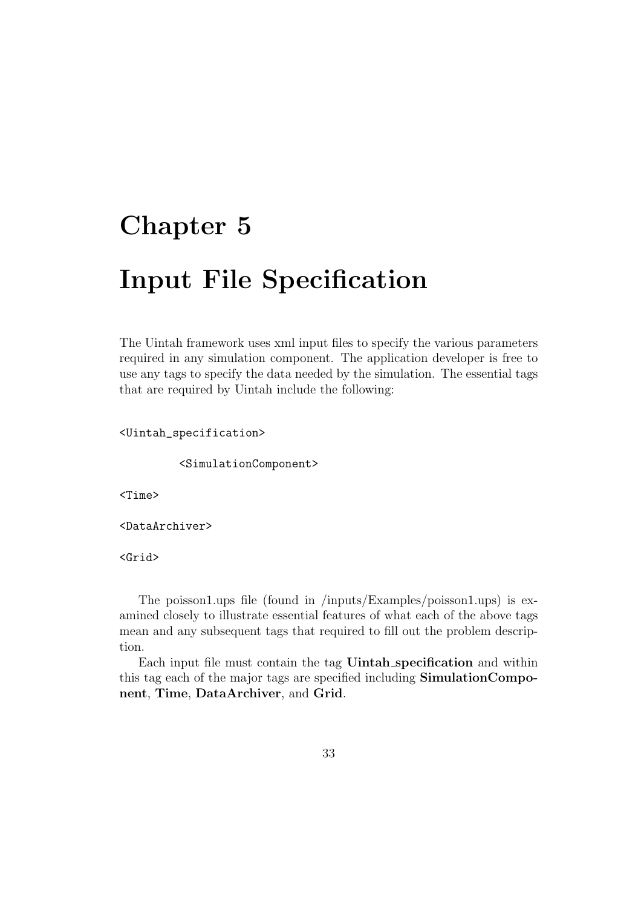# Chapter 5

# Input File Specification

The Uintah framework uses xml input files to specify the various parameters required in any simulation component. The application developer is free to use any tags to specify the data needed by the simulation. The essential tags that are required by Uintah include the following:

```
<Uintah_specification>

        <SimulationComponent>

<Time>

<DataArchiver>

<Grid>
```

The poisson1.ups file (found in /inputs/Examples/poisson1.ups) is examined closely to illustrate essential features of what each of the above tags mean and any subsequent tags that required to fill out the problem description.

Each input file must contain the tag **Uintah_specification** and within this tag each of the major tags are specified including **SimulationComponent**, **Time**, **DataArchiver**, and **Grid**.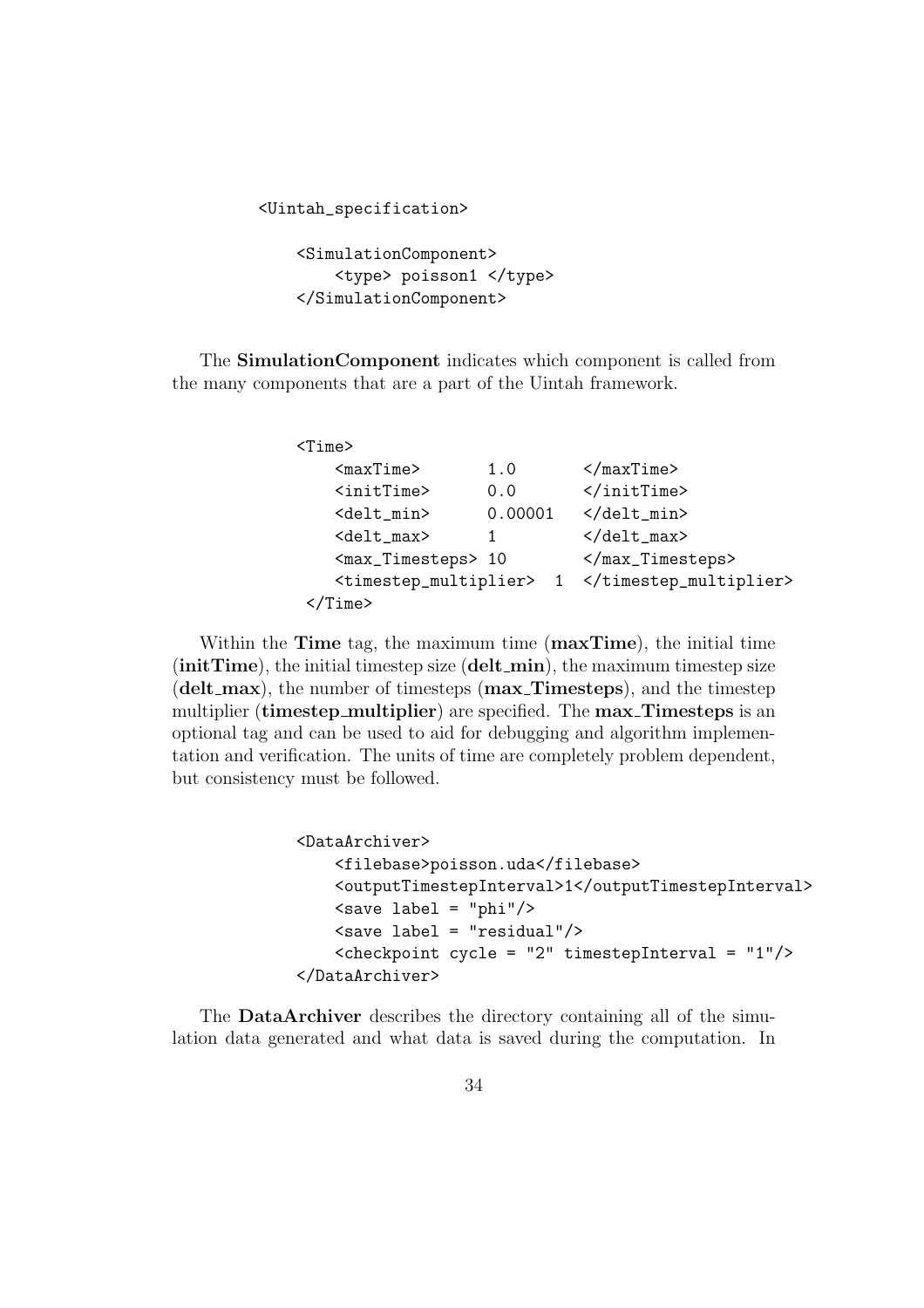```
<Uintah_specification>

    <SimulationComponent>
        <type> poisson1 </type>
    </SimulationComponent>
```

The **SimulationComponent** indicates which component is called from the many components that are a part of the Uintah framework.

```
<Time>
    <maxTime>       1.0       </maxTime>
    <initTime>      0.0       </initTime>
    <delt_min>      0.00001   </delt_min>
    <delt_max>      1         </delt_max>
    <max_Timesteps> 10        </max_Timesteps>
    <timestep_multiplier>  1  </timestep_multiplier>
 </Time>
```

Within the **Time** tag, the maximum time (**maxTime**), the initial time (**initTime**), the initial timestep size (**delt_min**), the maximum timestep size (**delt_max**), the number of timesteps (**max_Timesteps**), and the timestep multiplier (**timestep_multiplier**) are specified. The **max_Timesteps** is an optional tag and can be used to aid for debugging and algorithm implementation and verification. The units of time are completely problem dependent, but consistency must be followed.

```
<DataArchiver>
    <filebase>poisson.uda</filebase>
    <outputTimestepInterval>1</outputTimestepInterval>
    <save label = "phi"/>
    <save label = "residual"/>
    <checkpoint cycle = "2" timestepInterval = "1"/>
</DataArchiver>
```

The **DataArchiver** describes the directory containing all of the simulation data generated and what data is saved during the computation. In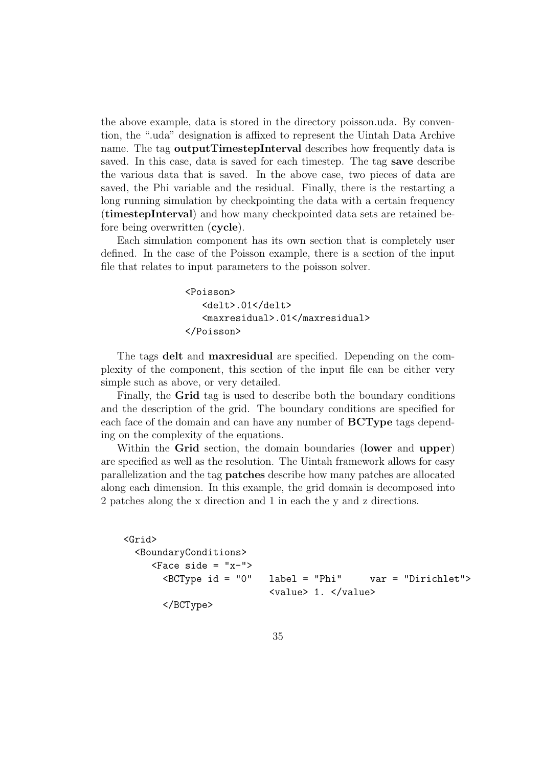the above example, data is stored in the directory poisson.uda. By convention, the ".uda" designation is affixed to represent the Uintah Data Archive name. The tag **outputTimestepInterval** describes how frequently data is saved. In this case, data is saved for each timestep. The tag **save** describe the various data that is saved. In the above case, two pieces of data are saved, the Phi variable and the residual. Finally, there is the restarting a long running simulation by checkpointing the data with a certain frequency (**timestepInterval**) and how many checkpointed data sets are retained before being overwritten (**cycle**).

Each simulation component has its own section that is completely user defined. In the case of the Poisson example, there is a section of the input file that relates to input parameters to the poisson solver.

```
<Poisson>
   <delt>.01</delt>
   <maxresidual>.01</maxresidual>
</Poisson>
```

The tags **delt** and **maxresidual** are specified. Depending on the complexity of the component, this section of the input file can be either very simple such as above, or very detailed.

Finally, the **Grid** tag is used to describe both the boundary conditions and the description of the grid. The boundary conditions are specified for each face of the domain and can have any number of **BCType** tags depending on the complexity of the equations.

Within the **Grid** section, the domain boundaries (**lower** and **upper**) are specified as well as the resolution. The Uintah framework allows for easy parallelization and the tag **patches** describe how many patches are allocated along each dimension. In this example, the grid domain is decomposed into 2 patches along the x direction and 1 in each the y and z directions.

```
<Grid>
  <BoundaryConditions>
     <Face side = "x-">
       <BCType id = "0"   label = "Phi"     var = "Dirichlet">
                          <value> 1. </value>
       </BCType>
```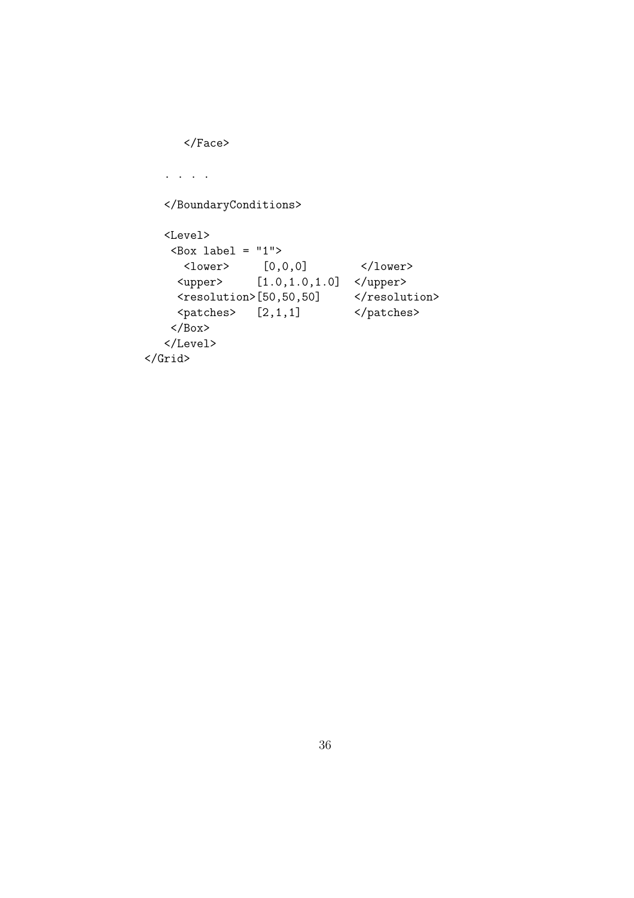```
      </Face>

   . . . .

   </BoundaryConditions>

   <Level>
    <Box label = "1">
      <lower>     [0,0,0]        </lower>
     <upper>     [1.0,1.0,1.0]  </upper>
     <resolution>[50,50,50]     </resolution>
     <patches>   [2,1,1]        </patches>
    </Box>
   </Level>
</Grid>
```